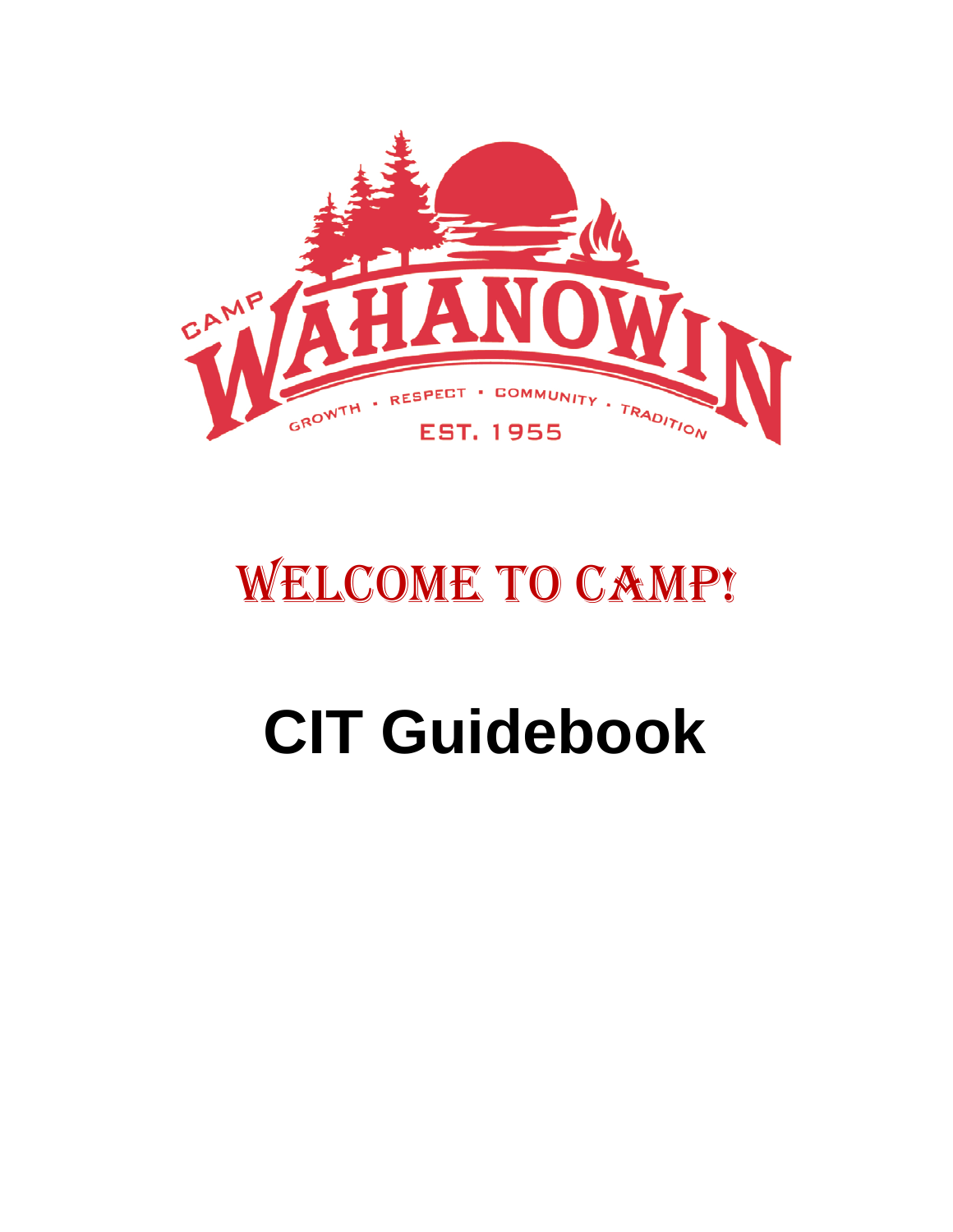CAMP WAHANOWIN

GROWTH • RESPECT • COMMUNITY • TRADITION

EST. 1955

# Welcome to Camp!

# CIT Guidebook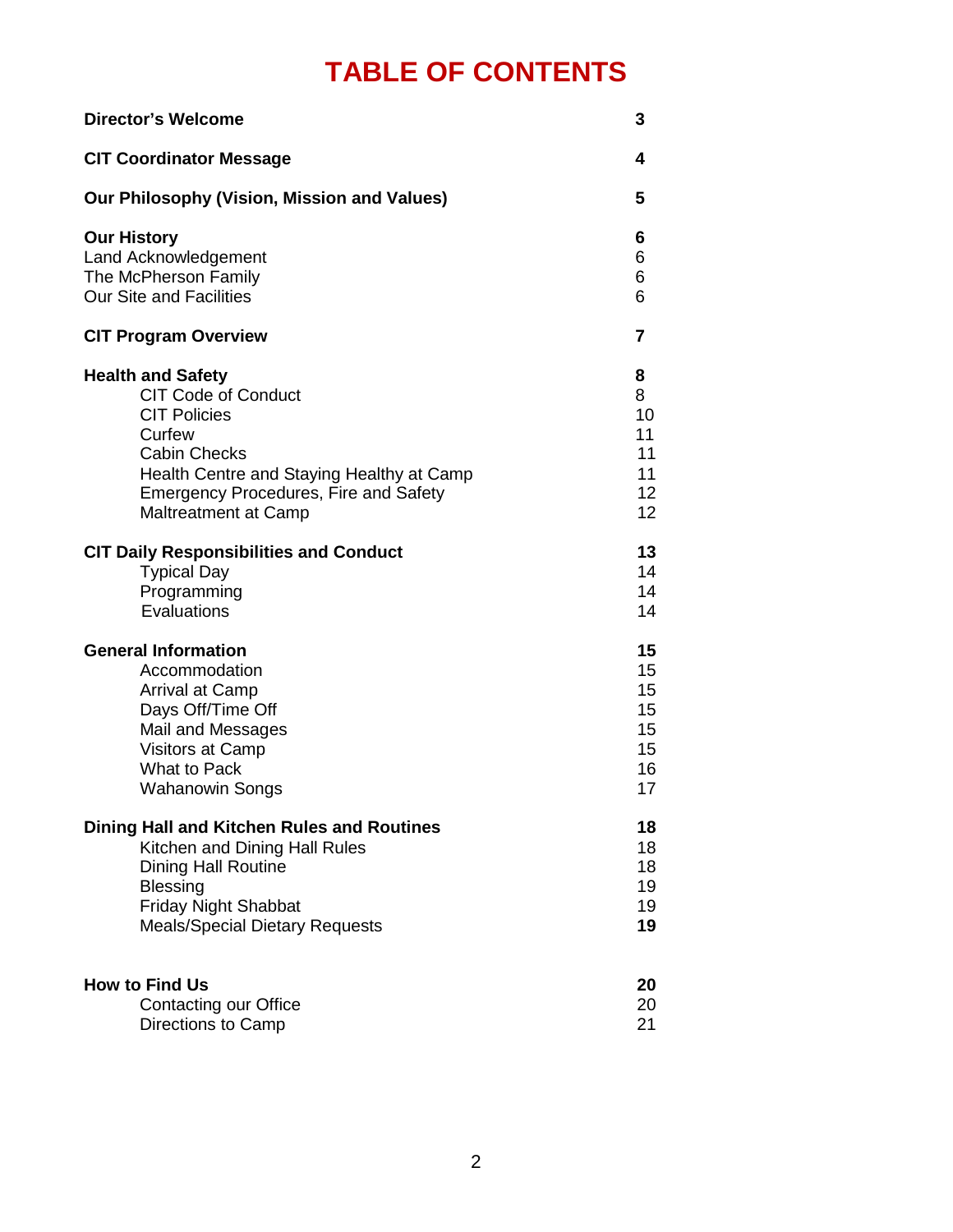# TABLE OF CONTENTS

| | |
|---|---|
| **Director's Welcome** | **3** |
| **CIT Coordinator Message** | **4** |
| **Our Philosophy (Vision, Mission and Values)** | **5** |
| **Our History** | **6** |
| Land Acknowledgement | 6 |
| The McPherson Family | 6 |
| Our Site and Facilities | 6 |
| **CIT Program Overview** | **7** |
| **Health and Safety** | **8** |
| CIT Code of Conduct | 8 |
| CIT Policies | 10 |
| Curfew | 11 |
| Cabin Checks | 11 |
| Health Centre and Staying Healthy at Camp | 11 |
| Emergency Procedures, Fire and Safety | 12 |
| Maltreatment at Camp | 12 |
| **CIT Daily Responsibilities and Conduct** | **13** |
| Typical Day | 14 |
| Programming | 14 |
| Evaluations | 14 |
| **General Information** | **15** |
| Accommodation | 15 |
| Arrival at Camp | 15 |
| Days Off/Time Off | 15 |
| Mail and Messages | 15 |
| Visitors at Camp | 15 |
| What to Pack | 16 |
| Wahanowin Songs | 17 |
| **Dining Hall and Kitchen Rules and Routines** | **18** |
| Kitchen and Dining Hall Rules | 18 |
| Dining Hall Routine | 18 |
| Blessing | 19 |
| Friday Night Shabbat | 19 |
| Meals/Special Dietary Requests | **19** |
| **How to Find Us** | **20** |
| Contacting our Office | 20 |
| Directions to Camp | 21 |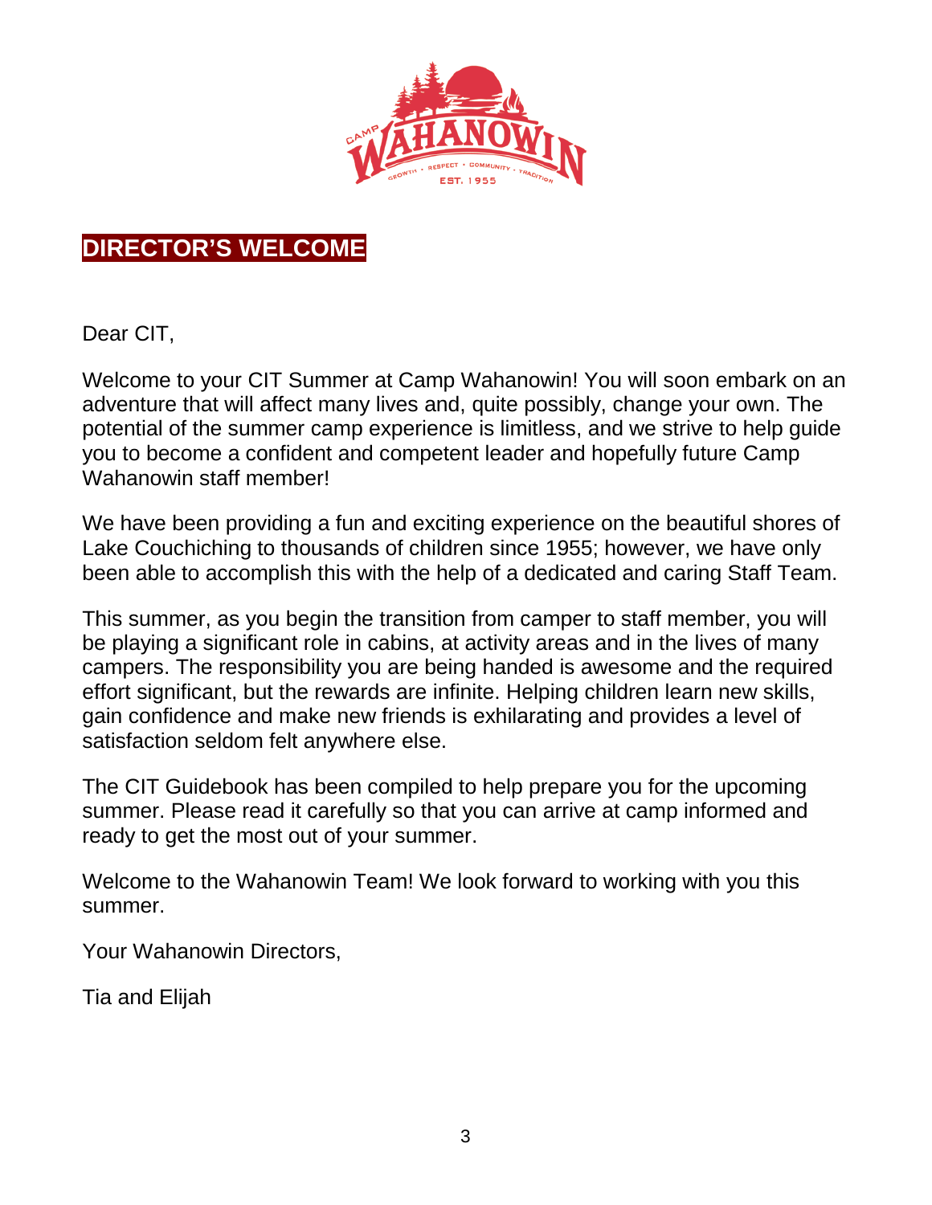## DIRECTOR'S WELCOME

Dear CIT,

Welcome to your CIT Summer at Camp Wahanowin! You will soon embark on an adventure that will affect many lives and, quite possibly, change your own. The potential of the summer camp experience is limitless, and we strive to help guide you to become a confident and competent leader and hopefully future Camp Wahanowin staff member!

We have been providing a fun and exciting experience on the beautiful shores of Lake Couchiching to thousands of children since 1955; however, we have only been able to accomplish this with the help of a dedicated and caring Staff Team.

This summer, as you begin the transition from camper to staff member, you will be playing a significant role in cabins, at activity areas and in the lives of many campers. The responsibility you are being handed is awesome and the required effort significant, but the rewards are infinite. Helping children learn new skills, gain confidence and make new friends is exhilarating and provides a level of satisfaction seldom felt anywhere else.

The CIT Guidebook has been compiled to help prepare you for the upcoming summer. Please read it carefully so that you can arrive at camp informed and ready to get the most out of your summer.

Welcome to the Wahanowin Team! We look forward to working with you this summer.

Your Wahanowin Directors,

Tia and Elijah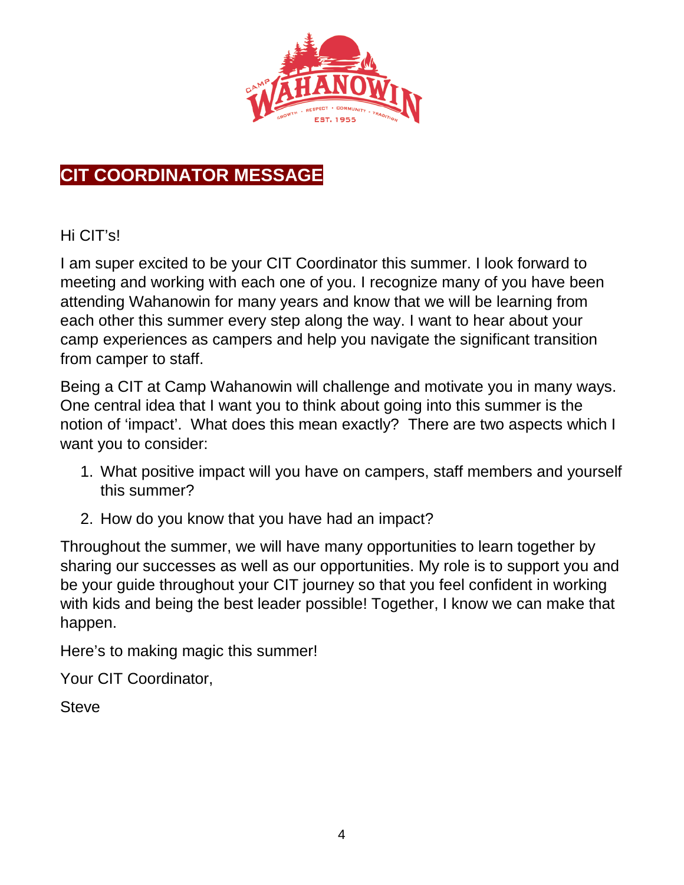## CIT COORDINATOR MESSAGE

Hi CIT's!

I am super excited to be your CIT Coordinator this summer. I look forward to meeting and working with each one of you. I recognize many of you have been attending Wahanowin for many years and know that we will be learning from each other this summer every step along the way. I want to hear about your camp experiences as campers and help you navigate the significant transition from camper to staff.

Being a CIT at Camp Wahanowin will challenge and motivate you in many ways. One central idea that I want you to think about going into this summer is the notion of 'impact'. What does this mean exactly? There are two aspects which I want you to consider:

1. What positive impact will you have on campers, staff members and yourself this summer?
2. How do you know that you have had an impact?

Throughout the summer, we will have many opportunities to learn together by sharing our successes as well as our opportunities. My role is to support you and be your guide throughout your CIT journey so that you feel confident in working with kids and being the best leader possible! Together, I know we can make that happen.

Here's to making magic this summer!

Your CIT Coordinator,

Steve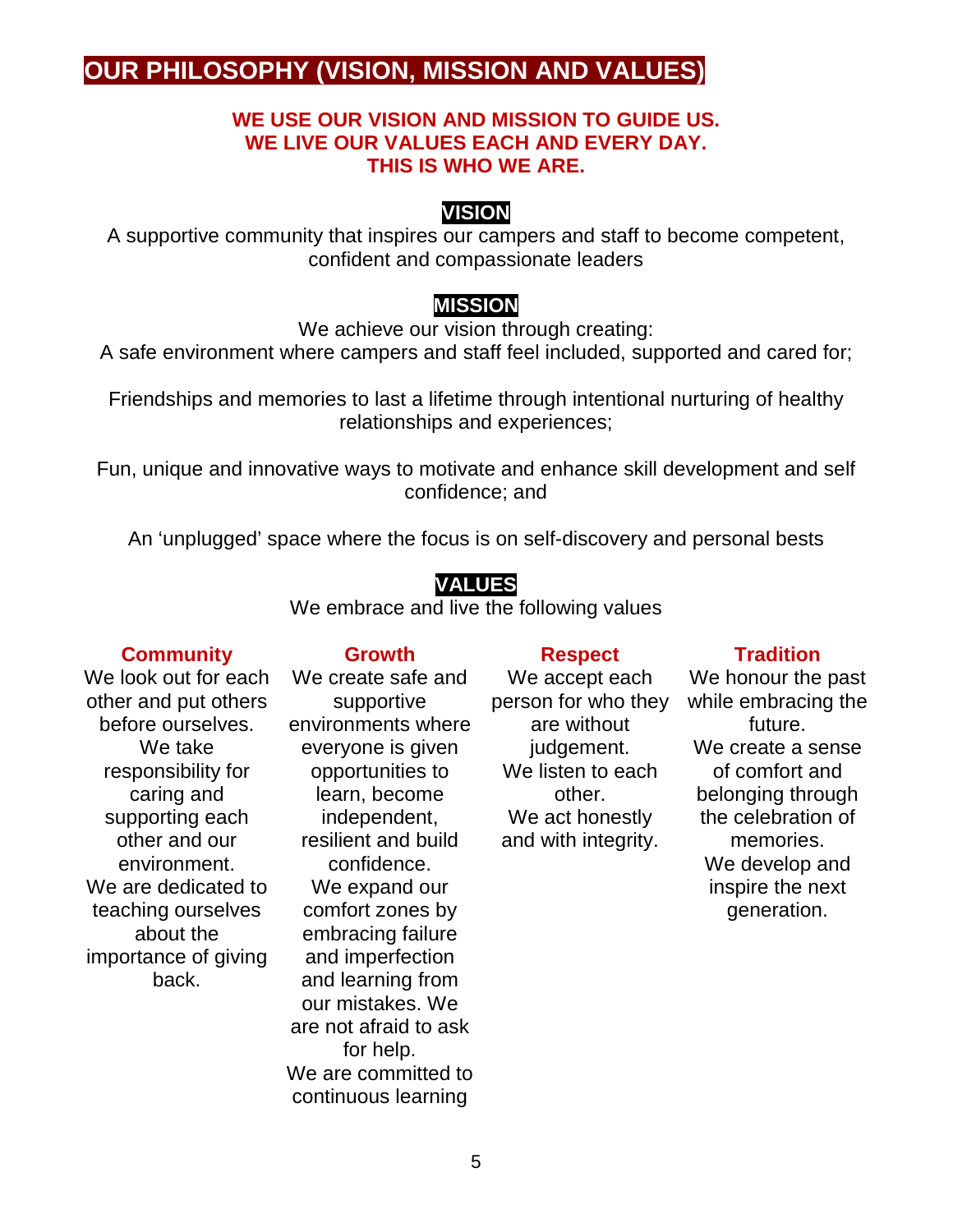# OUR PHILOSOPHY (VISION, MISSION AND VALUES)

**WE USE OUR VISION AND MISSION TO GUIDE US.**
**WE LIVE OUR VALUES EACH AND EVERY DAY.**
**THIS IS WHO WE ARE.**

## VISION

A supportive community that inspires our campers and staff to become competent, confident and compassionate leaders

## MISSION

We achieve our vision through creating:
A safe environment where campers and staff feel included, supported and cared for;

Friendships and memories to last a lifetime through intentional nurturing of healthy relationships and experiences;

Fun, unique and innovative ways to motivate and enhance skill development and self confidence; and

An 'unplugged' space where the focus is on self-discovery and personal bests

## VALUES

We embrace and live the following values

### Community

We look out for each other and put others before ourselves. We take responsibility for caring and supporting each other and our environment. We are dedicated to teaching ourselves about the importance of giving back.

### Growth

We create safe and supportive environments where everyone is given opportunities to learn, become independent, resilient and build confidence. We expand our comfort zones by embracing failure and imperfection and learning from our mistakes. We are not afraid to ask for help. We are committed to continuous learning

### Respect

We accept each person for who they are without judgement. We listen to each other. We act honestly and with integrity.

### Tradition

We honour the past while embracing the future. We create a sense of comfort and belonging through the celebration of memories. We develop and inspire the next generation.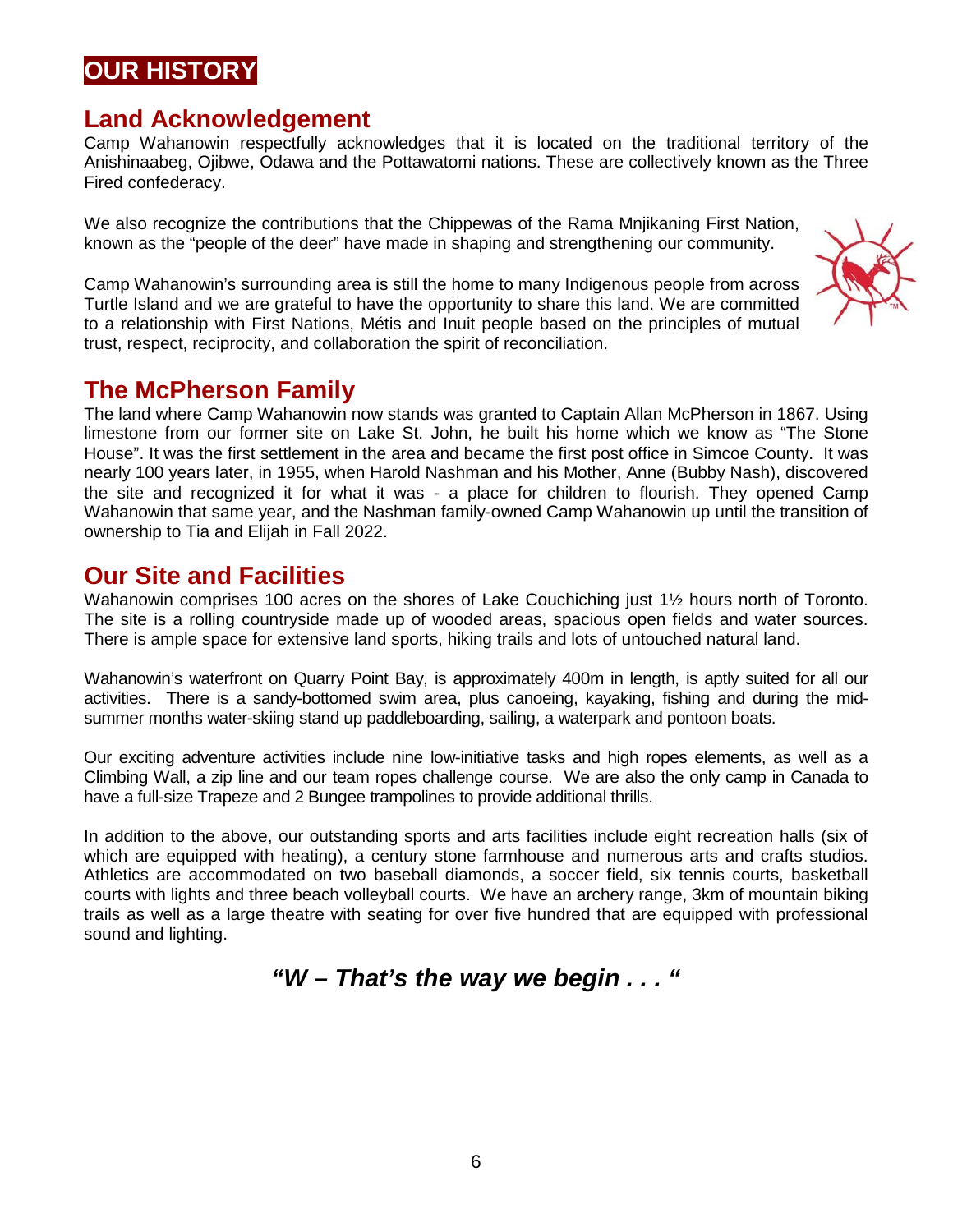# OUR HISTORY

## Land Acknowledgement

Camp Wahanowin respectfully acknowledges that it is located on the traditional territory of the Anishinaabeg, Ojibwe, Odawa and the Pottawatomi nations. These are collectively known as the Three Fired confederacy.

We also recognize the contributions that the Chippewas of the Rama Mnjikaning First Nation, known as the "people of the deer" have made in shaping and strengthening our community.

Camp Wahanowin's surrounding area is still the home to many Indigenous people from across Turtle Island and we are grateful to have the opportunity to share this land. We are committed to a relationship with First Nations, Métis and Inuit people based on the principles of mutual trust, respect, reciprocity, and collaboration the spirit of reconciliation.

## The McPherson Family

The land where Camp Wahanowin now stands was granted to Captain Allan McPherson in 1867. Using limestone from our former site on Lake St. John, he built his home which we know as "The Stone House". It was the first settlement in the area and became the first post office in Simcoe County. It was nearly 100 years later, in 1955, when Harold Nashman and his Mother, Anne (Bubby Nash), discovered the site and recognized it for what it was - a place for children to flourish. They opened Camp Wahanowin that same year, and the Nashman family-owned Camp Wahanowin up until the transition of ownership to Tia and Elijah in Fall 2022.

## Our Site and Facilities

Wahanowin comprises 100 acres on the shores of Lake Couchiching just 1½ hours north of Toronto. The site is a rolling countryside made up of wooded areas, spacious open fields and water sources. There is ample space for extensive land sports, hiking trails and lots of untouched natural land.

Wahanowin's waterfront on Quarry Point Bay, is approximately 400m in length, is aptly suited for all our activities. There is a sandy-bottomed swim area, plus canoeing, kayaking, fishing and during the mid-summer months water-skiing stand up paddleboarding, sailing, a waterpark and pontoon boats.

Our exciting adventure activities include nine low-initiative tasks and high ropes elements, as well as a Climbing Wall, a zip line and our team ropes challenge course. We are also the only camp in Canada to have a full-size Trapeze and 2 Bungee trampolines to provide additional thrills.

In addition to the above, our outstanding sports and arts facilities include eight recreation halls (six of which are equipped with heating), a century stone farmhouse and numerous arts and crafts studios. Athletics are accommodated on two baseball diamonds, a soccer field, six tennis courts, basketball courts with lights and three beach volleyball courts. We have an archery range, 3km of mountain biking trails as well as a large theatre with seating for over five hundred that are equipped with professional sound and lighting.

***"W – That's the way we begin . . . "***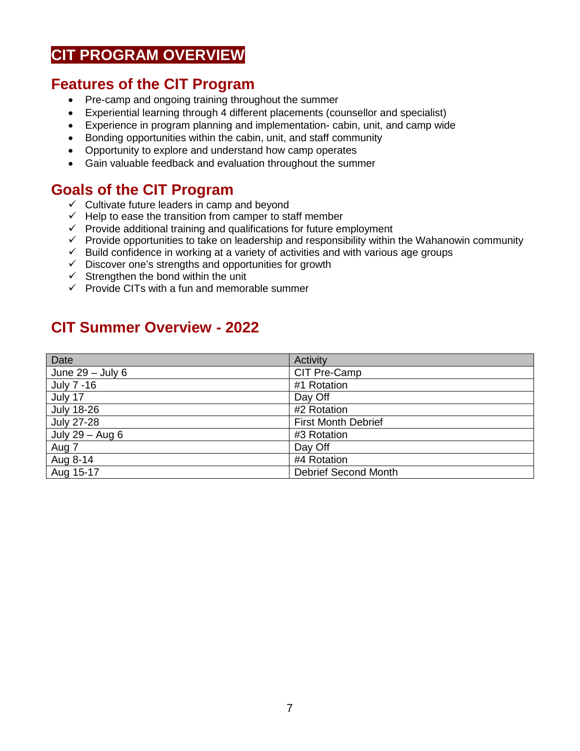# CIT PROGRAM OVERVIEW

## Features of the CIT Program

- Pre-camp and ongoing training throughout the summer
- Experiential learning through 4 different placements (counsellor and specialist)
- Experience in program planning and implementation- cabin, unit, and camp wide
- Bonding opportunities within the cabin, unit, and staff community
- Opportunity to explore and understand how camp operates
- Gain valuable feedback and evaluation throughout the summer

## Goals of the CIT Program

- ✓ Cultivate future leaders in camp and beyond
- ✓ Help to ease the transition from camper to staff member
- ✓ Provide additional training and qualifications for future employment
- ✓ Provide opportunities to take on leadership and responsibility within the Wahanowin community
- ✓ Build confidence in working at a variety of activities and with various age groups
- ✓ Discover one's strengths and opportunities for growth
- ✓ Strengthen the bond within the unit
- ✓ Provide CITs with a fun and memorable summer

## CIT Summer Overview - 2022

| Date | Activity |
|---|---|
| June 29 – July 6 | CIT Pre-Camp |
| July 7 -16 | #1 Rotation |
| July 17 | Day Off |
| July 18-26 | #2 Rotation |
| July 27-28 | First Month Debrief |
| July 29 – Aug 6 | #3 Rotation |
| Aug 7 | Day Off |
| Aug 8-14 | #4 Rotation |
| Aug 15-17 | Debrief Second Month |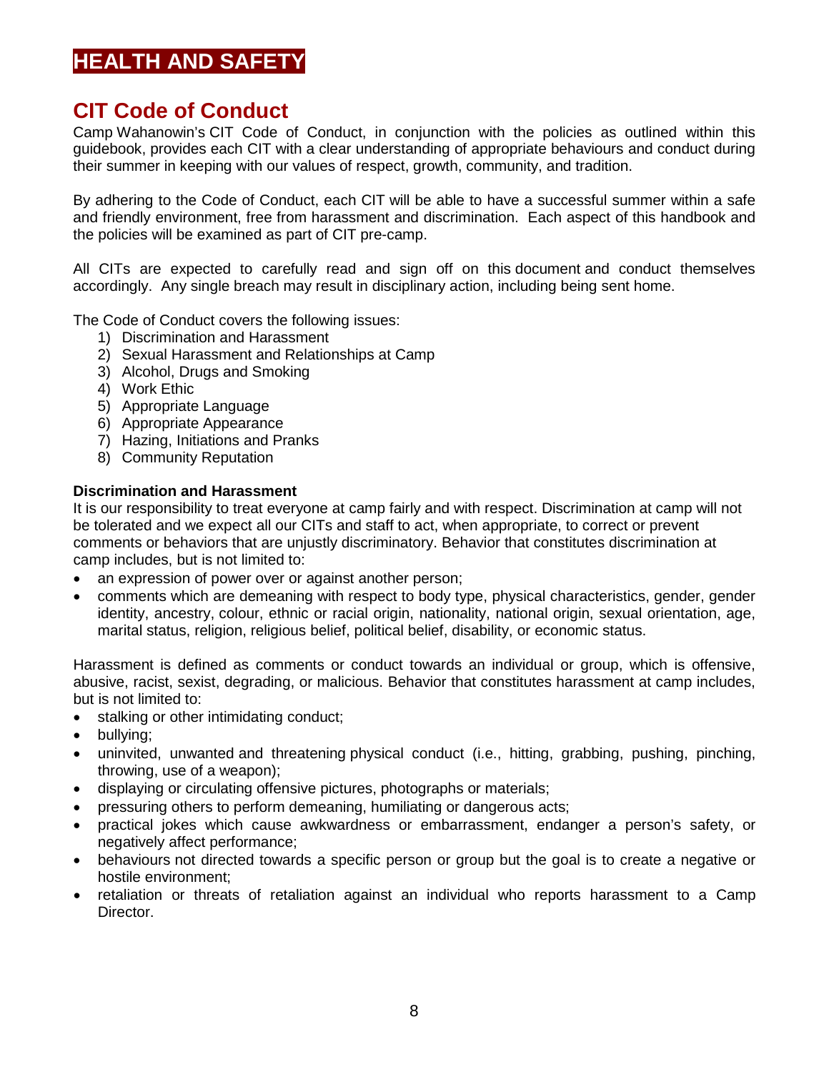# HEALTH AND SAFETY

## CIT Code of Conduct

Camp Wahanowin's CIT Code of Conduct, in conjunction with the policies as outlined within this guidebook, provides each CIT with a clear understanding of appropriate behaviours and conduct during their summer in keeping with our values of respect, growth, community, and tradition.

By adhering to the Code of Conduct, each CIT will be able to have a successful summer within a safe and friendly environment, free from harassment and discrimination. Each aspect of this handbook and the policies will be examined as part of CIT pre-camp.

All CITs are expected to carefully read and sign off on this document and conduct themselves accordingly. Any single breach may result in disciplinary action, including being sent home.

The Code of Conduct covers the following issues:

1) Discrimination and Harassment
2) Sexual Harassment and Relationships at Camp
3) Alcohol, Drugs and Smoking
4) Work Ethic
5) Appropriate Language
6) Appropriate Appearance
7) Hazing, Initiations and Pranks
8) Community Reputation

**Discrimination and Harassment**

It is our responsibility to treat everyone at camp fairly and with respect. Discrimination at camp will not be tolerated and we expect all our CITs and staff to act, when appropriate, to correct or prevent comments or behaviors that are unjustly discriminatory. Behavior that constitutes discrimination at camp includes, but is not limited to:

- an expression of power over or against another person;
- comments which are demeaning with respect to body type, physical characteristics, gender, gender identity, ancestry, colour, ethnic or racial origin, nationality, national origin, sexual orientation, age, marital status, religion, religious belief, political belief, disability, or economic status.

Harassment is defined as comments or conduct towards an individual or group, which is offensive, abusive, racist, sexist, degrading, or malicious. Behavior that constitutes harassment at camp includes, but is not limited to:

- stalking or other intimidating conduct;
- bullying;
- uninvited, unwanted and threatening physical conduct (i.e., hitting, grabbing, pushing, pinching, throwing, use of a weapon);
- displaying or circulating offensive pictures, photographs or materials;
- pressuring others to perform demeaning, humiliating or dangerous acts;
- practical jokes which cause awkwardness or embarrassment, endanger a person's safety, or negatively affect performance;
- behaviours not directed towards a specific person or group but the goal is to create a negative or hostile environment;
- retaliation or threats of retaliation against an individual who reports harassment to a Camp Director.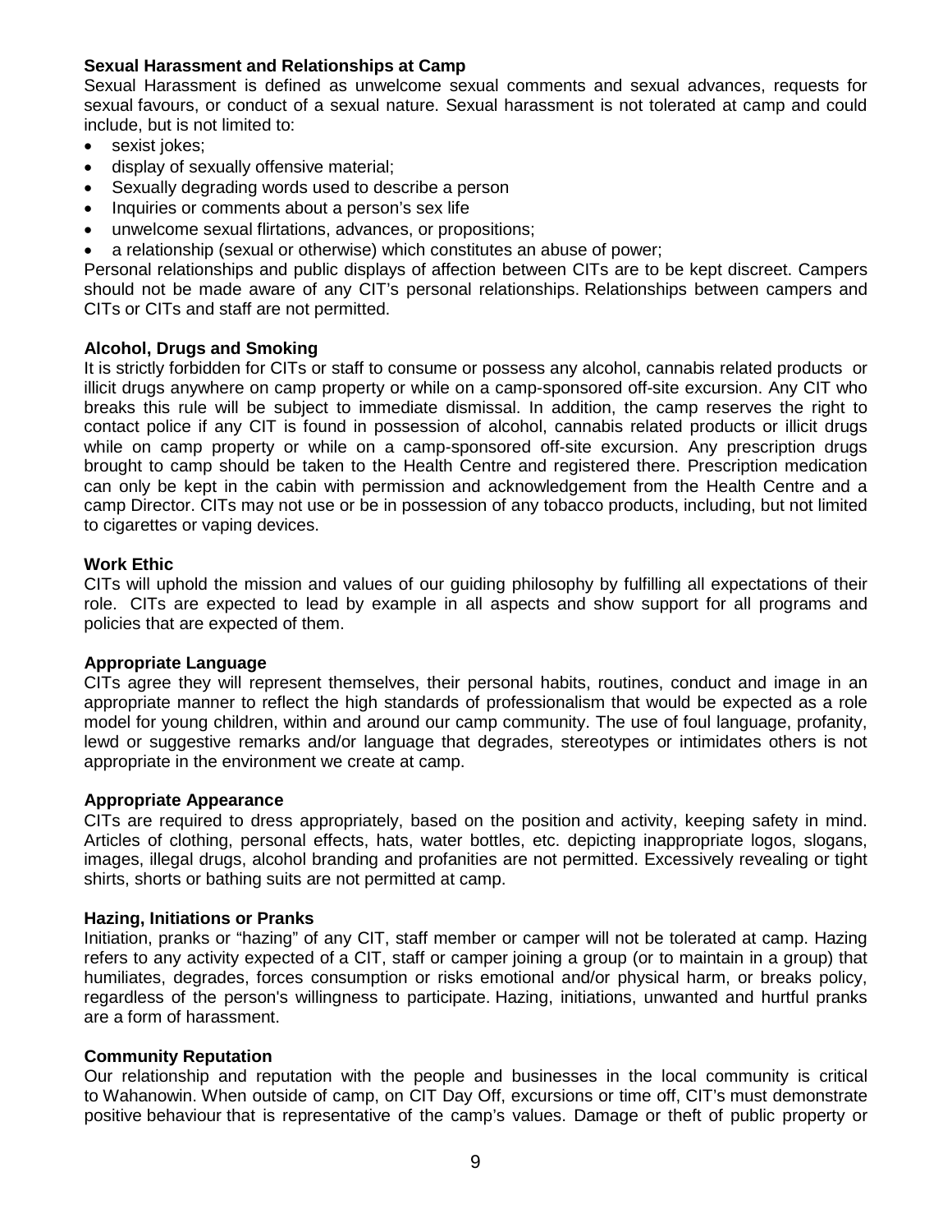**Sexual Harassment and Relationships at Camp**

Sexual Harassment is defined as unwelcome sexual comments and sexual advances, requests for sexual favours, or conduct of a sexual nature. Sexual harassment is not tolerated at camp and could include, but is not limited to:

- sexist jokes;
- display of sexually offensive material;
- Sexually degrading words used to describe a person
- Inquiries or comments about a person's sex life
- unwelcome sexual flirtations, advances, or propositions;
- a relationship (sexual or otherwise) which constitutes an abuse of power;

Personal relationships and public displays of affection between CITs are to be kept discreet. Campers should not be made aware of any CIT's personal relationships. Relationships between campers and CITs or CITs and staff are not permitted.

**Alcohol, Drugs and Smoking**

It is strictly forbidden for CITs or staff to consume or possess any alcohol, cannabis related products or illicit drugs anywhere on camp property or while on a camp-sponsored off-site excursion. Any CIT who breaks this rule will be subject to immediate dismissal. In addition, the camp reserves the right to contact police if any CIT is found in possession of alcohol, cannabis related products or illicit drugs while on camp property or while on a camp-sponsored off-site excursion. Any prescription drugs brought to camp should be taken to the Health Centre and registered there. Prescription medication can only be kept in the cabin with permission and acknowledgement from the Health Centre and a camp Director. CITs may not use or be in possession of any tobacco products, including, but not limited to cigarettes or vaping devices.

**Work Ethic**

CITs will uphold the mission and values of our guiding philosophy by fulfilling all expectations of their role. CITs are expected to lead by example in all aspects and show support for all programs and policies that are expected of them.

**Appropriate Language**

CITs agree they will represent themselves, their personal habits, routines, conduct and image in an appropriate manner to reflect the high standards of professionalism that would be expected as a role model for young children, within and around our camp community. The use of foul language, profanity, lewd or suggestive remarks and/or language that degrades, stereotypes or intimidates others is not appropriate in the environment we create at camp.

**Appropriate Appearance**

CITs are required to dress appropriately, based on the position and activity, keeping safety in mind. Articles of clothing, personal effects, hats, water bottles, etc. depicting inappropriate logos, slogans, images, illegal drugs, alcohol branding and profanities are not permitted. Excessively revealing or tight shirts, shorts or bathing suits are not permitted at camp.

**Hazing, Initiations or Pranks**

Initiation, pranks or "hazing" of any CIT, staff member or camper will not be tolerated at camp. Hazing refers to any activity expected of a CIT, staff or camper joining a group (or to maintain in a group) that humiliates, degrades, forces consumption or risks emotional and/or physical harm, or breaks policy, regardless of the person's willingness to participate. Hazing, initiations, unwanted and hurtful pranks are a form of harassment.

**Community Reputation**

Our relationship and reputation with the people and businesses in the local community is critical to Wahanowin. When outside of camp, on CIT Day Off, excursions or time off, CIT's must demonstrate positive behaviour that is representative of the camp's values. Damage or theft of public property or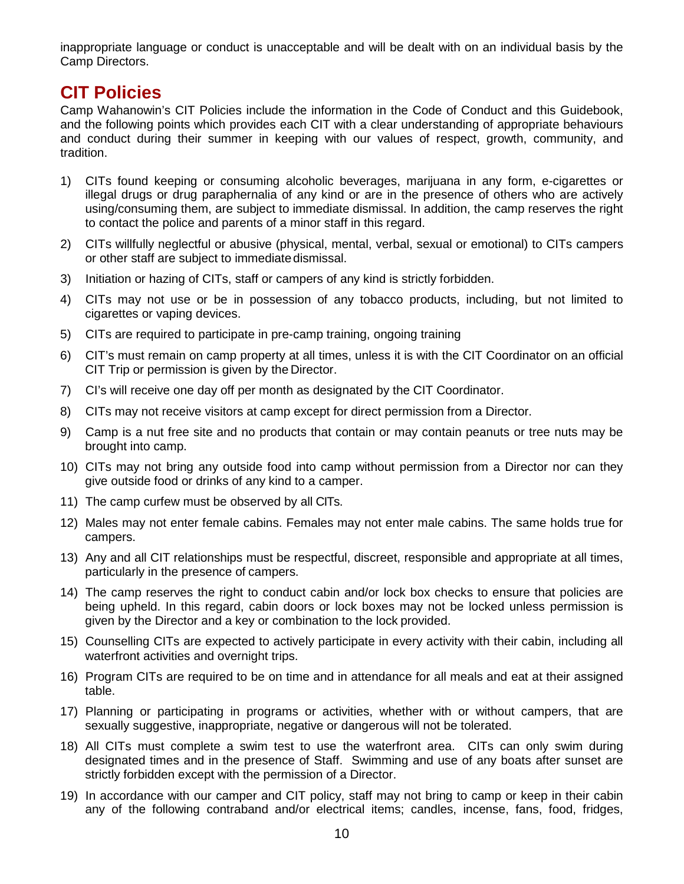inappropriate language or conduct is unacceptable and will be dealt with on an individual basis by the Camp Directors.

## CIT Policies

Camp Wahanowin's CIT Policies include the information in the Code of Conduct and this Guidebook, and the following points which provides each CIT with a clear understanding of appropriate behaviours and conduct during their summer in keeping with our values of respect, growth, community, and tradition.

1) CITs found keeping or consuming alcoholic beverages, marijuana in any form, e-cigarettes or illegal drugs or drug paraphernalia of any kind or are in the presence of others who are actively using/consuming them, are subject to immediate dismissal. In addition, the camp reserves the right to contact the police and parents of a minor staff in this regard.
2) CITs willfully neglectful or abusive (physical, mental, verbal, sexual or emotional) to CITs campers or other staff are subject to immediate dismissal.
3) Initiation or hazing of CITs, staff or campers of any kind is strictly forbidden.
4) CITs may not use or be in possession of any tobacco products, including, but not limited to cigarettes or vaping devices.
5) CITs are required to participate in pre-camp training, ongoing training
6) CIT's must remain on camp property at all times, unless it is with the CIT Coordinator on an official CIT Trip or permission is given by the Director.
7) CI's will receive one day off per month as designated by the CIT Coordinator.
8) CITs may not receive visitors at camp except for direct permission from a Director.
9) Camp is a nut free site and no products that contain or may contain peanuts or tree nuts may be brought into camp.
10) CITs may not bring any outside food into camp without permission from a Director nor can they give outside food or drinks of any kind to a camper.
11) The camp curfew must be observed by all CITs.
12) Males may not enter female cabins. Females may not enter male cabins. The same holds true for campers.
13) Any and all CIT relationships must be respectful, discreet, responsible and appropriate at all times, particularly in the presence of campers.
14) The camp reserves the right to conduct cabin and/or lock box checks to ensure that policies are being upheld. In this regard, cabin doors or lock boxes may not be locked unless permission is given by the Director and a key or combination to the lock provided.
15) Counselling CITs are expected to actively participate in every activity with their cabin, including all waterfront activities and overnight trips.
16) Program CITs are required to be on time and in attendance for all meals and eat at their assigned table.
17) Planning or participating in programs or activities, whether with or without campers, that are sexually suggestive, inappropriate, negative or dangerous will not be tolerated.
18) All CITs must complete a swim test to use the waterfront area. CITs can only swim during designated times and in the presence of Staff. Swimming and use of any boats after sunset are strictly forbidden except with the permission of a Director.
19) In accordance with our camper and CIT policy, staff may not bring to camp or keep in their cabin any of the following contraband and/or electrical items; candles, incense, fans, food, fridges,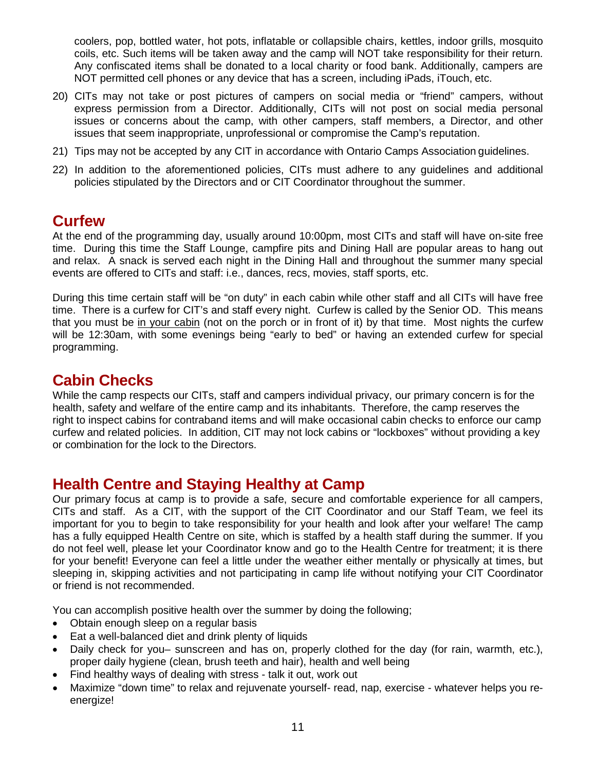coolers, pop, bottled water, hot pots, inflatable or collapsible chairs, kettles, indoor grills, mosquito coils, etc. Such items will be taken away and the camp will NOT take responsibility for their return. Any confiscated items shall be donated to a local charity or food bank. Additionally, campers are NOT permitted cell phones or any device that has a screen, including iPads, iTouch, etc.

20) CITs may not take or post pictures of campers on social media or "friend" campers, without express permission from a Director. Additionally, CITs will not post on social media personal issues or concerns about the camp, with other campers, staff members, a Director, and other issues that seem inappropriate, unprofessional or compromise the Camp's reputation.
21) Tips may not be accepted by any CIT in accordance with Ontario Camps Association guidelines.
22) In addition to the aforementioned policies, CITs must adhere to any guidelines and additional policies stipulated by the Directors and or CIT Coordinator throughout the summer.

## Curfew

At the end of the programming day, usually around 10:00pm, most CITs and staff will have on-site free time. During this time the Staff Lounge, campfire pits and Dining Hall are popular areas to hang out and relax. A snack is served each night in the Dining Hall and throughout the summer many special events are offered to CITs and staff: i.e., dances, recs, movies, staff sports, etc.

During this time certain staff will be "on duty" in each cabin while other staff and all CITs will have free time. There is a curfew for CIT's and staff every night. Curfew is called by the Senior OD. This means that you must be <u>in your cabin</u> (not on the porch or in front of it) by that time. Most nights the curfew will be 12:30am, with some evenings being "early to bed" or having an extended curfew for special programming.

## Cabin Checks

While the camp respects our CITs, staff and campers individual privacy, our primary concern is for the health, safety and welfare of the entire camp and its inhabitants. Therefore, the camp reserves the right to inspect cabins for contraband items and will make occasional cabin checks to enforce our camp curfew and related policies. In addition, CIT may not lock cabins or "lockboxes" without providing a key or combination for the lock to the Directors.

## Health Centre and Staying Healthy at Camp

Our primary focus at camp is to provide a safe, secure and comfortable experience for all campers, CITs and staff. As a CIT, with the support of the CIT Coordinator and our Staff Team, we feel its important for you to begin to take responsibility for your health and look after your welfare! The camp has a fully equipped Health Centre on site, which is staffed by a health staff during the summer. If you do not feel well, please let your Coordinator know and go to the Health Centre for treatment; it is there for your benefit! Everyone can feel a little under the weather either mentally or physically at times, but sleeping in, skipping activities and not participating in camp life without notifying your CIT Coordinator or friend is not recommended.

You can accomplish positive health over the summer by doing the following;

- Obtain enough sleep on a regular basis
- Eat a well-balanced diet and drink plenty of liquids
- Daily check for you– sunscreen and has on, properly clothed for the day (for rain, warmth, etc.), proper daily hygiene (clean, brush teeth and hair), health and well being
- Find healthy ways of dealing with stress - talk it out, work out
- Maximize "down time" to relax and rejuvenate yourself- read, nap, exercise - whatever helps you re-energize!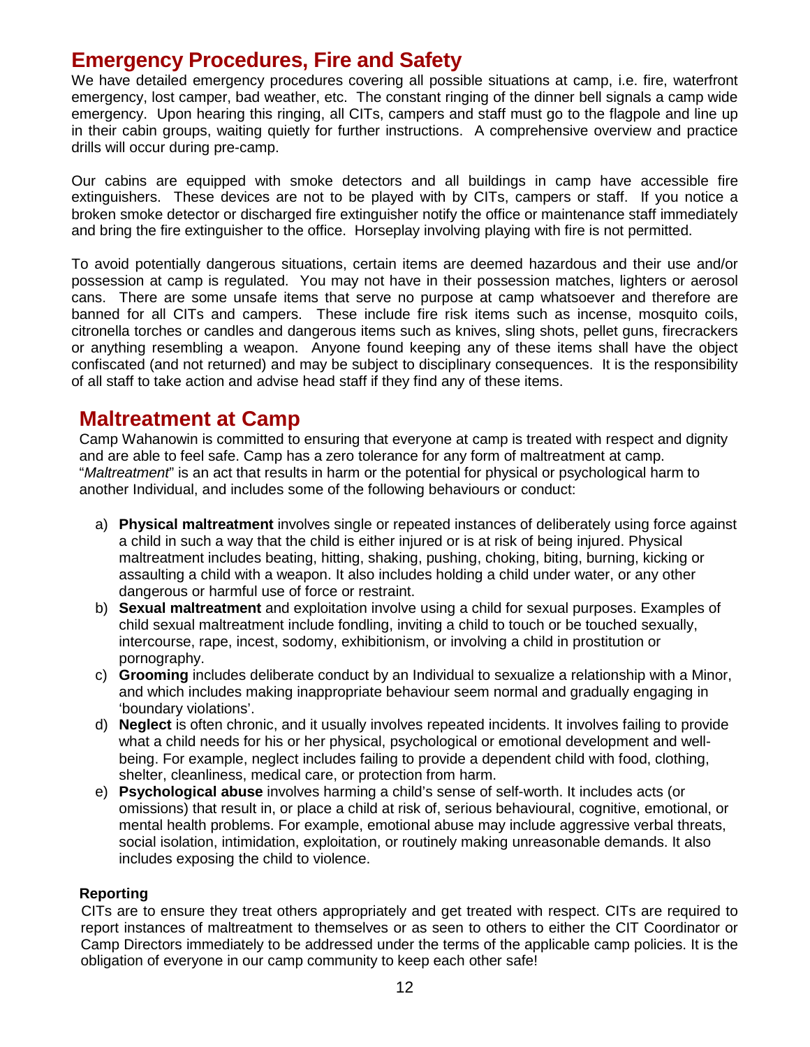## Emergency Procedures, Fire and Safety

We have detailed emergency procedures covering all possible situations at camp, i.e. fire, waterfront emergency, lost camper, bad weather, etc. The constant ringing of the dinner bell signals a camp wide emergency. Upon hearing this ringing, all CITs, campers and staff must go to the flagpole and line up in their cabin groups, waiting quietly for further instructions. A comprehensive overview and practice drills will occur during pre-camp.

Our cabins are equipped with smoke detectors and all buildings in camp have accessible fire extinguishers. These devices are not to be played with by CITs, campers or staff. If you notice a broken smoke detector or discharged fire extinguisher notify the office or maintenance staff immediately and bring the fire extinguisher to the office. Horseplay involving playing with fire is not permitted.

To avoid potentially dangerous situations, certain items are deemed hazardous and their use and/or possession at camp is regulated. You may not have in their possession matches, lighters or aerosol cans. There are some unsafe items that serve no purpose at camp whatsoever and therefore are banned for all CITs and campers. These include fire risk items such as incense, mosquito coils, citronella torches or candles and dangerous items such as knives, sling shots, pellet guns, firecrackers or anything resembling a weapon. Anyone found keeping any of these items shall have the object confiscated (and not returned) and may be subject to disciplinary consequences. It is the responsibility of all staff to take action and advise head staff if they find any of these items.

## Maltreatment at Camp

Camp Wahanowin is committed to ensuring that everyone at camp is treated with respect and dignity and are able to feel safe. Camp has a zero tolerance for any form of maltreatment at camp. "*Maltreatment*" is an act that results in harm or the potential for physical or psychological harm to another Individual, and includes some of the following behaviours or conduct:

a) **Physical maltreatment** involves single or repeated instances of deliberately using force against a child in such a way that the child is either injured or is at risk of being injured. Physical maltreatment includes beating, hitting, shaking, pushing, choking, biting, burning, kicking or assaulting a child with a weapon. It also includes holding a child under water, or any other dangerous or harmful use of force or restraint.

b) **Sexual maltreatment** and exploitation involve using a child for sexual purposes. Examples of child sexual maltreatment include fondling, inviting a child to touch or be touched sexually, intercourse, rape, incest, sodomy, exhibitionism, or involving a child in prostitution or pornography.

c) **Grooming** includes deliberate conduct by an Individual to sexualize a relationship with a Minor, and which includes making inappropriate behaviour seem normal and gradually engaging in 'boundary violations'.

d) **Neglect** is often chronic, and it usually involves repeated incidents. It involves failing to provide what a child needs for his or her physical, psychological or emotional development and well-being. For example, neglect includes failing to provide a dependent child with food, clothing, shelter, cleanliness, medical care, or protection from harm.

e) **Psychological abuse** involves harming a child's sense of self-worth. It includes acts (or omissions) that result in, or place a child at risk of, serious behavioural, cognitive, emotional, or mental health problems. For example, emotional abuse may include aggressive verbal threats, social isolation, intimidation, exploitation, or routinely making unreasonable demands. It also includes exposing the child to violence.

**Reporting**

CITs are to ensure they treat others appropriately and get treated with respect. CITs are required to report instances of maltreatment to themselves or as seen to others to either the CIT Coordinator or Camp Directors immediately to be addressed under the terms of the applicable camp policies. It is the obligation of everyone in our camp community to keep each other safe!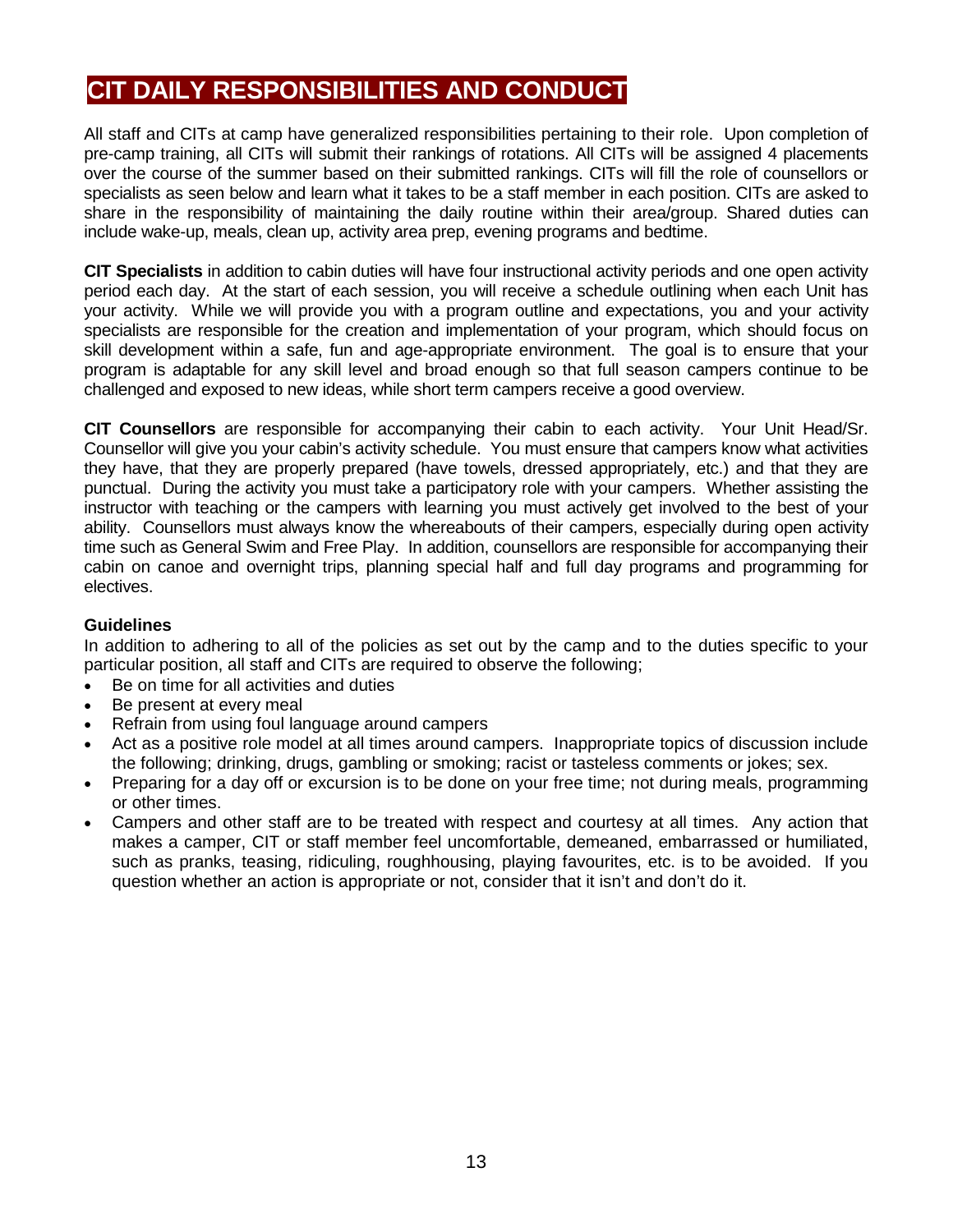# CIT DAILY RESPONSIBILITIES AND CONDUCT

All staff and CITs at camp have generalized responsibilities pertaining to their role. Upon completion of pre-camp training, all CITs will submit their rankings of rotations. All CITs will be assigned 4 placements over the course of the summer based on their submitted rankings. CITs will fill the role of counsellors or specialists as seen below and learn what it takes to be a staff member in each position. CITs are asked to share in the responsibility of maintaining the daily routine within their area/group. Shared duties can include wake-up, meals, clean up, activity area prep, evening programs and bedtime.

**CIT Specialists** in addition to cabin duties will have four instructional activity periods and one open activity period each day. At the start of each session, you will receive a schedule outlining when each Unit has your activity. While we will provide you with a program outline and expectations, you and your activity specialists are responsible for the creation and implementation of your program, which should focus on skill development within a safe, fun and age-appropriate environment. The goal is to ensure that your program is adaptable for any skill level and broad enough so that full season campers continue to be challenged and exposed to new ideas, while short term campers receive a good overview.

**CIT Counsellors** are responsible for accompanying their cabin to each activity. Your Unit Head/Sr. Counsellor will give you your cabin's activity schedule. You must ensure that campers know what activities they have, that they are properly prepared (have towels, dressed appropriately, etc.) and that they are punctual. During the activity you must take a participatory role with your campers. Whether assisting the instructor with teaching or the campers with learning you must actively get involved to the best of your ability. Counsellors must always know the whereabouts of their campers, especially during open activity time such as General Swim and Free Play. In addition, counsellors are responsible for accompanying their cabin on canoe and overnight trips, planning special half and full day programs and programming for electives.

### Guidelines

In addition to adhering to all of the policies as set out by the camp and to the duties specific to your particular position, all staff and CITs are required to observe the following;

- Be on time for all activities and duties
- Be present at every meal
- Refrain from using foul language around campers
- Act as a positive role model at all times around campers. Inappropriate topics of discussion include the following; drinking, drugs, gambling or smoking; racist or tasteless comments or jokes; sex.
- Preparing for a day off or excursion is to be done on your free time; not during meals, programming or other times.
- Campers and other staff are to be treated with respect and courtesy at all times. Any action that makes a camper, CIT or staff member feel uncomfortable, demeaned, embarrassed or humiliated, such as pranks, teasing, ridiculing, roughhousing, playing favourites, etc. is to be avoided. If you question whether an action is appropriate or not, consider that it isn't and don't do it.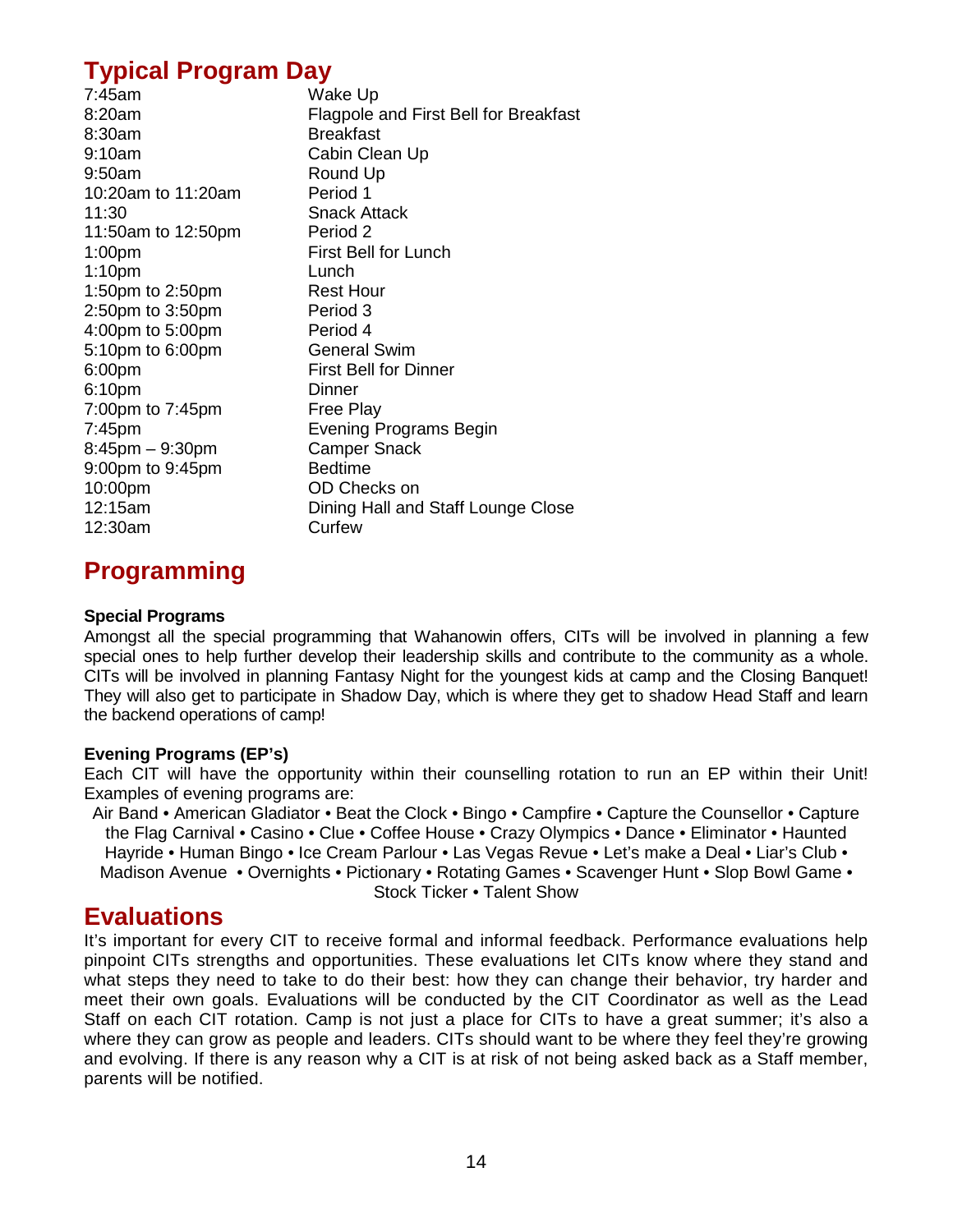## Typical Program Day

| | |
|---|---|
| 7:45am | Wake Up |
| 8:20am | Flagpole and First Bell for Breakfast |
| 8:30am | Breakfast |
| 9:10am | Cabin Clean Up |
| 9:50am | Round Up |
| 10:20am to 11:20am | Period 1 |
| 11:30 | Snack Attack |
| 11:50am to 12:50pm | Period 2 |
| 1:00pm | First Bell for Lunch |
| 1:10pm | Lunch |
| 1:50pm to 2:50pm | Rest Hour |
| 2:50pm to 3:50pm | Period 3 |
| 4:00pm to 5:00pm | Period 4 |
| 5:10pm to 6:00pm | General Swim |
| 6:00pm | First Bell for Dinner |
| 6:10pm | Dinner |
| 7:00pm to 7:45pm | Free Play |
| 7:45pm | Evening Programs Begin |
| 8:45pm – 9:30pm | Camper Snack |
| 9:00pm to 9:45pm | Bedtime |
| 10:00pm | OD Checks on |
| 12:15am | Dining Hall and Staff Lounge Close |
| 12:30am | Curfew |

## Programming

**Special Programs**

Amongst all the special programming that Wahanowin offers, CITs will be involved in planning a few special ones to help further develop their leadership skills and contribute to the community as a whole. CITs will be involved in planning Fantasy Night for the youngest kids at camp and the Closing Banquet! They will also get to participate in Shadow Day, which is where they get to shadow Head Staff and learn the backend operations of camp!

**Evening Programs (EP's)**

Each CIT will have the opportunity within their counselling rotation to run an EP within their Unit! Examples of evening programs are:

Air Band • American Gladiator • Beat the Clock • Bingo • Campfire • Capture the Counsellor • Capture the Flag Carnival • Casino • Clue • Coffee House • Crazy Olympics • Dance • Eliminator • Haunted Hayride • Human Bingo • Ice Cream Parlour • Las Vegas Revue • Let's make a Deal • Liar's Club • Madison Avenue • Overnights • Pictionary • Rotating Games • Scavenger Hunt • Slop Bowl Game • Stock Ticker • Talent Show

## Evaluations

It's important for every CIT to receive formal and informal feedback. Performance evaluations help pinpoint CITs strengths and opportunities. These evaluations let CITs know where they stand and what steps they need to take to do their best: how they can change their behavior, try harder and meet their own goals. Evaluations will be conducted by the CIT Coordinator as well as the Lead Staff on each CIT rotation. Camp is not just a place for CITs to have a great summer; it's also a where they can grow as people and leaders. CITs should want to be where they feel they're growing and evolving. If there is any reason why a CIT is at risk of not being asked back as a Staff member, parents will be notified.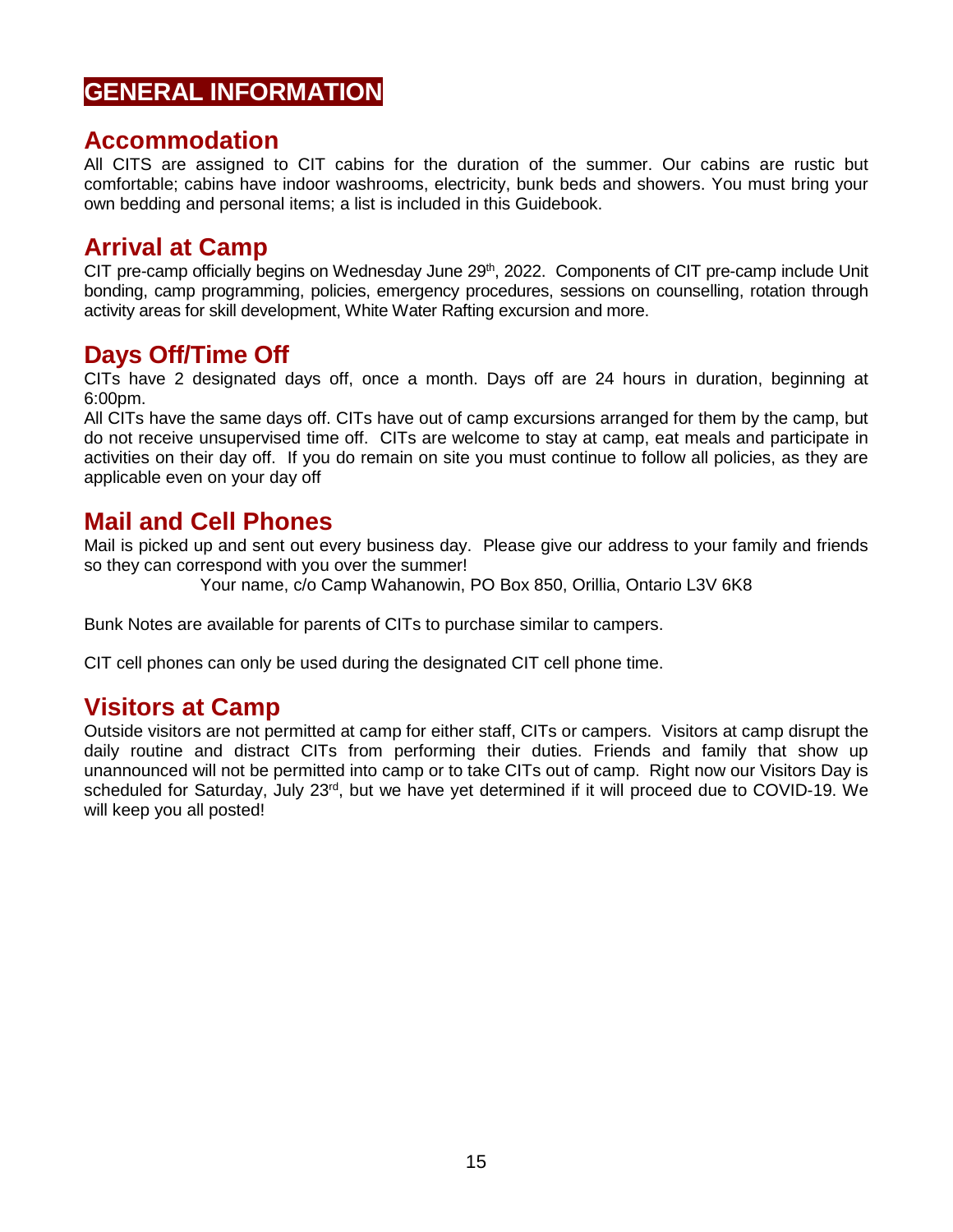# GENERAL INFORMATION

## Accommodation

All CITS are assigned to CIT cabins for the duration of the summer. Our cabins are rustic but comfortable; cabins have indoor washrooms, electricity, bunk beds and showers. You must bring your own bedding and personal items; a list is included in this Guidebook.

## Arrival at Camp

CIT pre-camp officially begins on Wednesday June 29th, 2022. Components of CIT pre-camp include Unit bonding, camp programming, policies, emergency procedures, sessions on counselling, rotation through activity areas for skill development, White Water Rafting excursion and more.

## Days Off/Time Off

CITs have 2 designated days off, once a month. Days off are 24 hours in duration, beginning at 6:00pm.

All CITs have the same days off. CITs have out of camp excursions arranged for them by the camp, but do not receive unsupervised time off. CITs are welcome to stay at camp, eat meals and participate in activities on their day off. If you do remain on site you must continue to follow all policies, as they are applicable even on your day off

## Mail and Cell Phones

Mail is picked up and sent out every business day. Please give our address to your family and friends so they can correspond with you over the summer!

Your name, c/o Camp Wahanowin, PO Box 850, Orillia, Ontario L3V 6K8

Bunk Notes are available for parents of CITs to purchase similar to campers.

CIT cell phones can only be used during the designated CIT cell phone time.

## Visitors at Camp

Outside visitors are not permitted at camp for either staff, CITs or campers. Visitors at camp disrupt the daily routine and distract CITs from performing their duties. Friends and family that show up unannounced will not be permitted into camp or to take CITs out of camp. Right now our Visitors Day is scheduled for Saturday, July 23rd, but we have yet determined if it will proceed due to COVID-19. We will keep you all posted!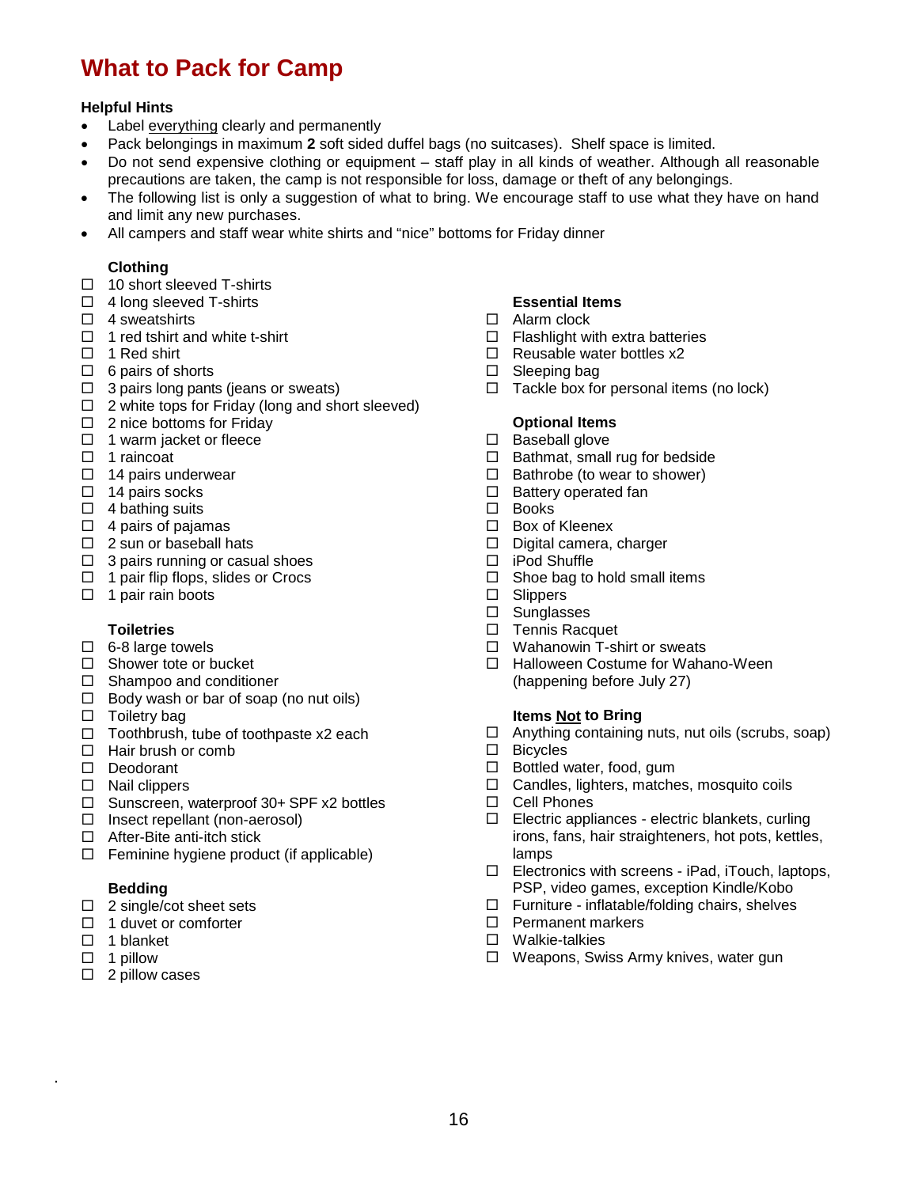# What to Pack for Camp

**Helpful Hints**

- Label <u>everything</u> clearly and permanently
- Pack belongings in maximum **2** soft sided duffel bags (no suitcases). Shelf space is limited.
- Do not send expensive clothing or equipment – staff play in all kinds of weather. Although all reasonable precautions are taken, the camp is not responsible for loss, damage or theft of any belongings.
- The following list is only a suggestion of what to bring. We encourage staff to use what they have on hand and limit any new purchases.
- All campers and staff wear white shirts and "nice" bottoms for Friday dinner

**Clothing**

- ☐ 10 short sleeved T-shirts
- ☐ 4 long sleeved T-shirts
- ☐ 4 sweatshirts
- ☐ 1 red tshirt and white t-shirt
- ☐ 1 Red shirt
- ☐ 6 pairs of shorts
- ☐ 3 pairs long pants (jeans or sweats)
- ☐ 2 white tops for Friday (long and short sleeved)
- ☐ 2 nice bottoms for Friday
- ☐ 1 warm jacket or fleece
- ☐ 1 raincoat
- ☐ 14 pairs underwear
- ☐ 14 pairs socks
- ☐ 4 bathing suits
- ☐ 4 pairs of pajamas
- ☐ 2 sun or baseball hats
- ☐ 3 pairs running or casual shoes
- ☐ 1 pair flip flops, slides or Crocs
- ☐ 1 pair rain boots

**Toiletries**

- ☐ 6-8 large towels
- ☐ Shower tote or bucket
- ☐ Shampoo and conditioner
- ☐ Body wash or bar of soap (no nut oils)
- ☐ Toiletry bag
- ☐ Toothbrush, tube of toothpaste x2 each
- ☐ Hair brush or comb
- ☐ Deodorant
- ☐ Nail clippers
- ☐ Sunscreen, waterproof 30+ SPF x2 bottles
- ☐ Insect repellant (non-aerosol)
- ☐ After-Bite anti-itch stick
- ☐ Feminine hygiene product (if applicable)

**Bedding**

- ☐ 2 single/cot sheet sets
- ☐ 1 duvet or comforter
- ☐ 1 blanket
- ☐ 1 pillow
- ☐ 2 pillow cases

**Essential Items**

- ☐ Alarm clock
- ☐ Flashlight with extra batteries
- ☐ Reusable water bottles x2
- ☐ Sleeping bag
- ☐ Tackle box for personal items (no lock)

**Optional Items**

- ☐ Baseball glove
- ☐ Bathmat, small rug for bedside
- ☐ Bathrobe (to wear to shower)
- ☐ Battery operated fan
- ☐ Books
- ☐ Box of Kleenex
- ☐ Digital camera, charger
- ☐ iPod Shuffle
- ☐ Shoe bag to hold small items
- ☐ Slippers
- ☐ Sunglasses
- ☐ Tennis Racquet
- ☐ Wahanowin T-shirt or sweats
- ☐ Halloween Costume for Wahano-Ween (happening before July 27)

**Items <u>Not</u> to Bring**

- ☐ Anything containing nuts, nut oils (scrubs, soap)
- ☐ Bicycles
- ☐ Bottled water, food, gum
- ☐ Candles, lighters, matches, mosquito coils
- ☐ Cell Phones
- ☐ Electric appliances - electric blankets, curling irons, fans, hair straighteners, hot pots, kettles, lamps
- ☐ Electronics with screens - iPad, iTouch, laptops, PSP, video games, exception Kindle/Kobo
- ☐ Furniture - inflatable/folding chairs, shelves
- ☐ Permanent markers
- ☐ Walkie-talkies
- ☐ Weapons, Swiss Army knives, water gun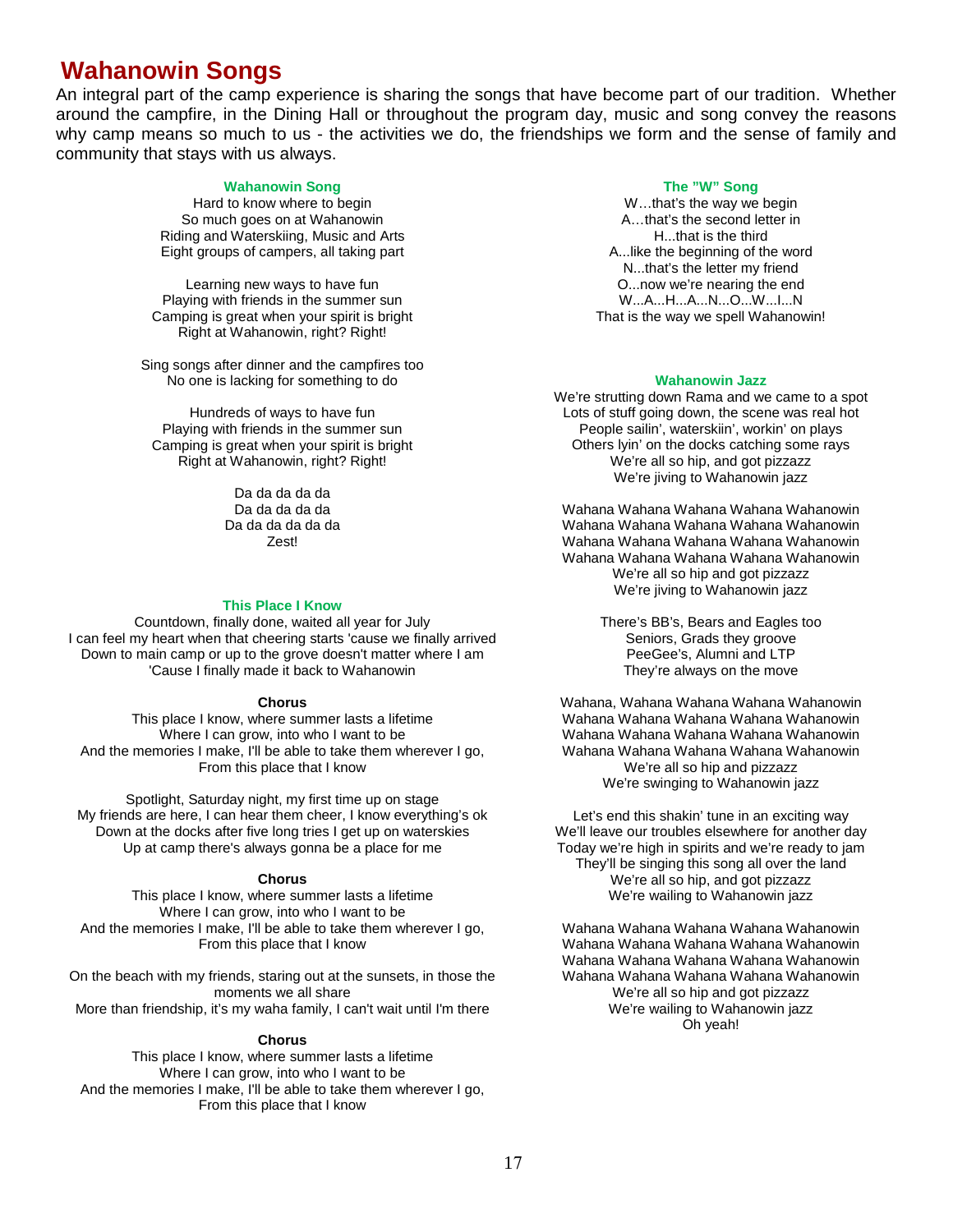# Wahanowin Songs

An integral part of the camp experience is sharing the songs that have become part of our tradition. Whether around the campfire, in the Dining Hall or throughout the program day, music and song convey the reasons why camp means so much to us - the activities we do, the friendships we form and the sense of family and community that stays with us always.

### Wahanowin Song

Hard to know where to begin
So much goes on at Wahanowin
Riding and Waterskiing, Music and Arts
Eight groups of campers, all taking part

Learning new ways to have fun
Playing with friends in the summer sun
Camping is great when your spirit is bright
Right at Wahanowin, right? Right!

Sing songs after dinner and the campfires too
No one is lacking for something to do

Hundreds of ways to have fun
Playing with friends in the summer sun
Camping is great when your spirit is bright
Right at Wahanowin, right? Right!

Da da da da da
Da da da da da
Da da da da da da
Zest!

### This Place I Know

Countdown, finally done, waited all year for July
I can feel my heart when that cheering starts 'cause we finally arrived
Down to main camp or up to the grove doesn't matter where I am
'Cause I finally made it back to Wahanowin

**Chorus**

This place I know, where summer lasts a lifetime
Where I can grow, into who I want to be
And the memories I make, I'll be able to take them wherever I go,
From this place that I know

Spotlight, Saturday night, my first time up on stage
My friends are here, I can hear them cheer, I know everything's ok
Down at the docks after five long tries I get up on waterskies
Up at camp there's always gonna be a place for me

**Chorus**

This place I know, where summer lasts a lifetime
Where I can grow, into who I want to be
And the memories I make, I'll be able to take them wherever I go,
From this place that I know

On the beach with my friends, staring out at the sunsets, in those the moments we all share
More than friendship, it's my waha family, I can't wait until I'm there

**Chorus**

This place I know, where summer lasts a lifetime
Where I can grow, into who I want to be
And the memories I make, I'll be able to take them wherever I go,
From this place that I know

### The "W" Song

W…that's the way we begin
A…that's the second letter in
H...that is the third
A...like the beginning of the word
N...that's the letter my friend
O...now we're nearing the end
W...A...H...A...N...O...W...I...N
That is the way we spell Wahanowin!

### Wahanowin Jazz

We're strutting down Rama and we came to a spot
Lots of stuff going down, the scene was real hot
People sailin', waterskiin', workin' on plays
Others lyin' on the docks catching some rays
We're all so hip, and got pizzazz
We're jiving to Wahanowin jazz

Wahana Wahana Wahana Wahana Wahanowin
Wahana Wahana Wahana Wahana Wahanowin
Wahana Wahana Wahana Wahana Wahanowin
Wahana Wahana Wahana Wahana Wahanowin
We're all so hip and got pizzazz
We're jiving to Wahanowin jazz

There's BB's, Bears and Eagles too
Seniors, Grads they groove
PeeGee's, Alumni and LTP
They're always on the move

Wahana, Wahana Wahana Wahana Wahanowin
Wahana Wahana Wahana Wahana Wahanowin
Wahana Wahana Wahana Wahana Wahanowin
Wahana Wahana Wahana Wahana Wahanowin
We're all so hip and pizzazz
We're swinging to Wahanowin jazz

Let's end this shakin' tune in an exciting way
We'll leave our troubles elsewhere for another day
Today we're high in spirits and we're ready to jam
They'll be singing this song all over the land
We're all so hip, and got pizzazz
We're wailing to Wahanowin jazz

Wahana Wahana Wahana Wahana Wahanowin
Wahana Wahana Wahana Wahana Wahanowin
Wahana Wahana Wahana Wahana Wahanowin
Wahana Wahana Wahana Wahana Wahanowin
We're all so hip and got pizzazz
We're wailing to Wahanowin jazz
Oh yeah!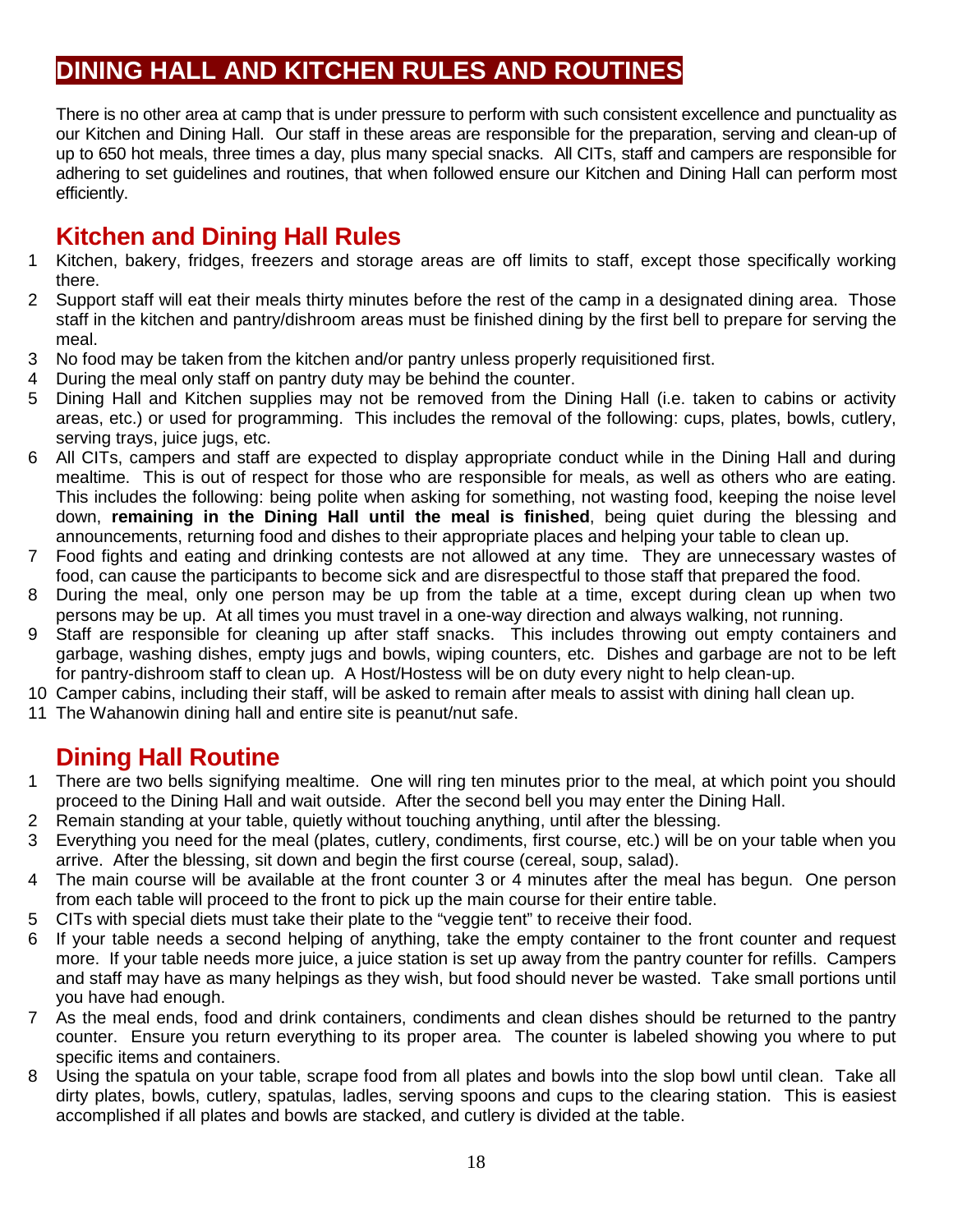# DINING HALL AND KITCHEN RULES AND ROUTINES

There is no other area at camp that is under pressure to perform with such consistent excellence and punctuality as our Kitchen and Dining Hall. Our staff in these areas are responsible for the preparation, serving and clean-up of up to 650 hot meals, three times a day, plus many special snacks. All CITs, staff and campers are responsible for adhering to set guidelines and routines, that when followed ensure our Kitchen and Dining Hall can perform most efficiently.

## Kitchen and Dining Hall Rules

1. Kitchen, bakery, fridges, freezers and storage areas are off limits to staff, except those specifically working there.
2. Support staff will eat their meals thirty minutes before the rest of the camp in a designated dining area. Those staff in the kitchen and pantry/dishroom areas must be finished dining by the first bell to prepare for serving the meal.
3. No food may be taken from the kitchen and/or pantry unless properly requisitioned first.
4. During the meal only staff on pantry duty may be behind the counter.
5. Dining Hall and Kitchen supplies may not be removed from the Dining Hall (i.e. taken to cabins or activity areas, etc.) or used for programming. This includes the removal of the following: cups, plates, bowls, cutlery, serving trays, juice jugs, etc.
6. All CITs, campers and staff are expected to display appropriate conduct while in the Dining Hall and during mealtime. This is out of respect for those who are responsible for meals, as well as others who are eating. This includes the following: being polite when asking for something, not wasting food, keeping the noise level down, **remaining in the Dining Hall until the meal is finished**, being quiet during the blessing and announcements, returning food and dishes to their appropriate places and helping your table to clean up.
7. Food fights and eating and drinking contests are not allowed at any time. They are unnecessary wastes of food, can cause the participants to become sick and are disrespectful to those staff that prepared the food.
8. During the meal, only one person may be up from the table at a time, except during clean up when two persons may be up. At all times you must travel in a one-way direction and always walking, not running.
9. Staff are responsible for cleaning up after staff snacks. This includes throwing out empty containers and garbage, washing dishes, empty jugs and bowls, wiping counters, etc. Dishes and garbage are not to be left for pantry-dishroom staff to clean up. A Host/Hostess will be on duty every night to help clean-up.
10. Camper cabins, including their staff, will be asked to remain after meals to assist with dining hall clean up.
11. The Wahanowin dining hall and entire site is peanut/nut safe.

## Dining Hall Routine

1. There are two bells signifying mealtime. One will ring ten minutes prior to the meal, at which point you should proceed to the Dining Hall and wait outside. After the second bell you may enter the Dining Hall.
2. Remain standing at your table, quietly without touching anything, until after the blessing.
3. Everything you need for the meal (plates, cutlery, condiments, first course, etc.) will be on your table when you arrive. After the blessing, sit down and begin the first course (cereal, soup, salad).
4. The main course will be available at the front counter 3 or 4 minutes after the meal has begun. One person from each table will proceed to the front to pick up the main course for their entire table.
5. CITs with special diets must take their plate to the "veggie tent" to receive their food.
6. If your table needs a second helping of anything, take the empty container to the front counter and request more. If your table needs more juice, a juice station is set up away from the pantry counter for refills. Campers and staff may have as many helpings as they wish, but food should never be wasted. Take small portions until you have had enough.
7. As the meal ends, food and drink containers, condiments and clean dishes should be returned to the pantry counter. Ensure you return everything to its proper area. The counter is labeled showing you where to put specific items and containers.
8. Using the spatula on your table, scrape food from all plates and bowls into the slop bowl until clean. Take all dirty plates, bowls, cutlery, spatulas, ladles, serving spoons and cups to the clearing station. This is easiest accomplished if all plates and bowls are stacked, and cutlery is divided at the table.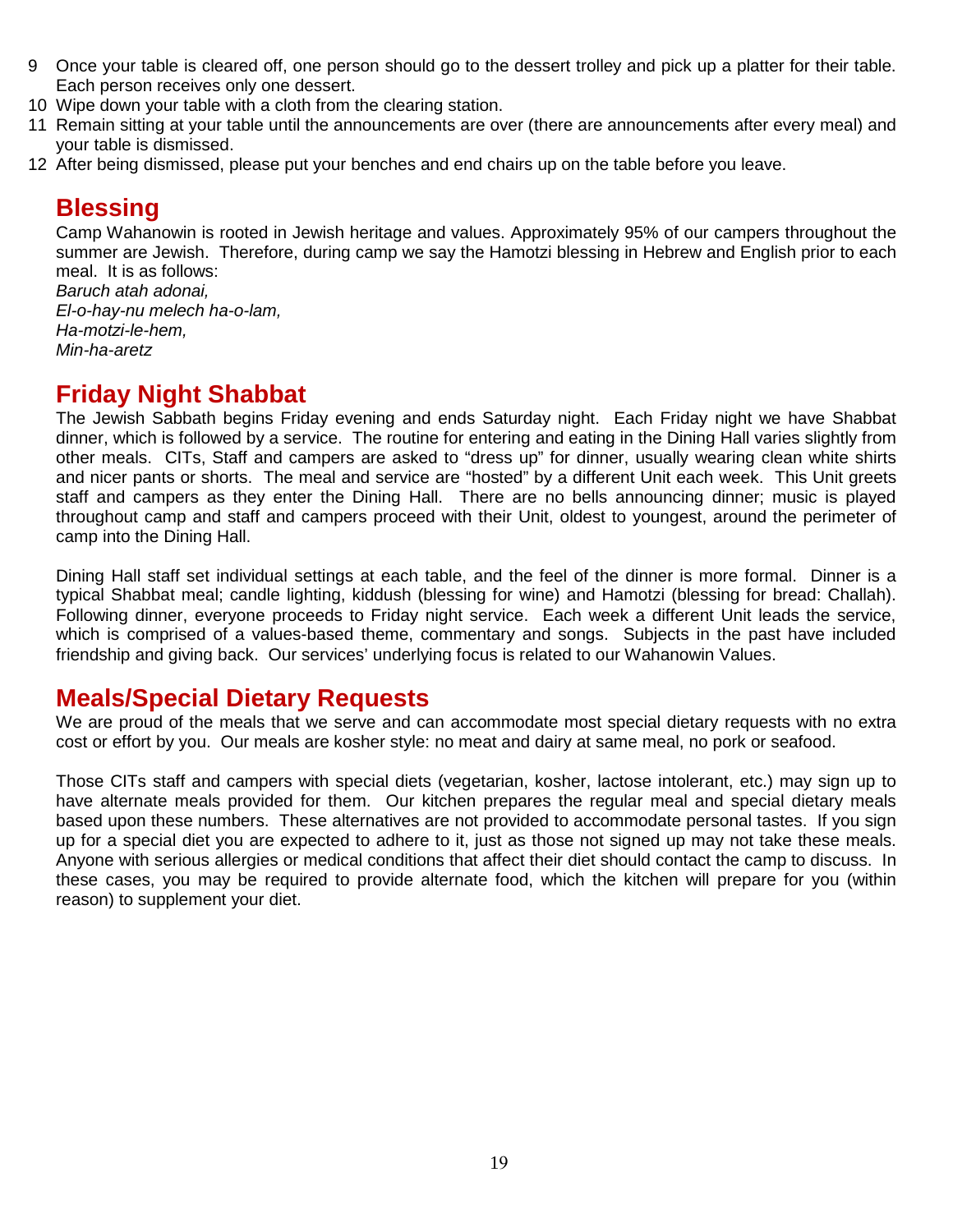9. Once your table is cleared off, one person should go to the dessert trolley and pick up a platter for their table. Each person receives only one dessert.
10. Wipe down your table with a cloth from the clearing station.
11. Remain sitting at your table until the announcements are over (there are announcements after every meal) and your table is dismissed.
12. After being dismissed, please put your benches and end chairs up on the table before you leave.

## Blessing

Camp Wahanowin is rooted in Jewish heritage and values. Approximately 95% of our campers throughout the summer are Jewish. Therefore, during camp we say the Hamotzi blessing in Hebrew and English prior to each meal. It is as follows:

*Baruch atah adonai,*
*El-o-hay-nu melech ha-o-lam,*
*Ha-motzi-le-hem,*
*Min-ha-aretz*

## Friday Night Shabbat

The Jewish Sabbath begins Friday evening and ends Saturday night. Each Friday night we have Shabbat dinner, which is followed by a service. The routine for entering and eating in the Dining Hall varies slightly from other meals. CITs, Staff and campers are asked to "dress up" for dinner, usually wearing clean white shirts and nicer pants or shorts. The meal and service are "hosted" by a different Unit each week. This Unit greets staff and campers as they enter the Dining Hall. There are no bells announcing dinner; music is played throughout camp and staff and campers proceed with their Unit, oldest to youngest, around the perimeter of camp into the Dining Hall.

Dining Hall staff set individual settings at each table, and the feel of the dinner is more formal. Dinner is a typical Shabbat meal; candle lighting, kiddush (blessing for wine) and Hamotzi (blessing for bread: Challah). Following dinner, everyone proceeds to Friday night service. Each week a different Unit leads the service, which is comprised of a values-based theme, commentary and songs. Subjects in the past have included friendship and giving back. Our services' underlying focus is related to our Wahanowin Values.

## Meals/Special Dietary Requests

We are proud of the meals that we serve and can accommodate most special dietary requests with no extra cost or effort by you. Our meals are kosher style: no meat and dairy at same meal, no pork or seafood.

Those CITs staff and campers with special diets (vegetarian, kosher, lactose intolerant, etc.) may sign up to have alternate meals provided for them. Our kitchen prepares the regular meal and special dietary meals based upon these numbers. These alternatives are not provided to accommodate personal tastes. If you sign up for a special diet you are expected to adhere to it, just as those not signed up may not take these meals. Anyone with serious allergies or medical conditions that affect their diet should contact the camp to discuss. In these cases, you may be required to provide alternate food, which the kitchen will prepare for you (within reason) to supplement your diet.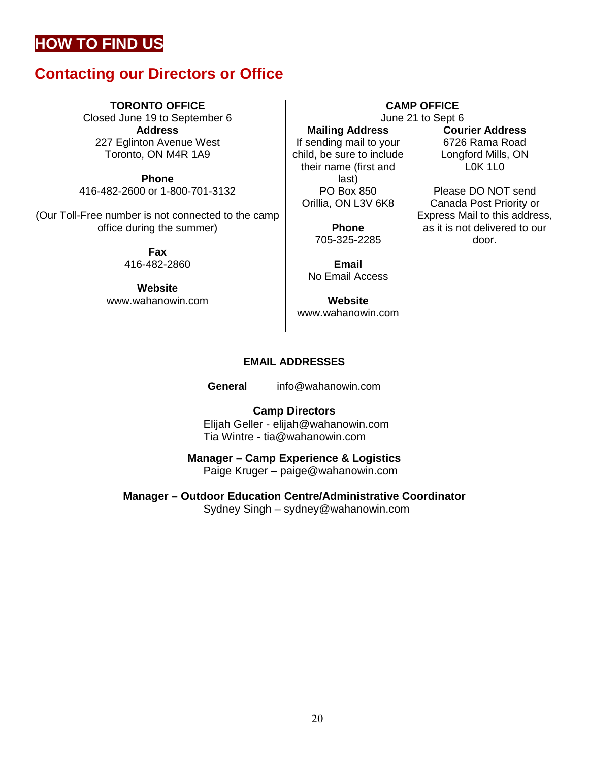# HOW TO FIND US

## Contacting our Directors or Office

**TORONTO OFFICE**
Closed June 19 to September 6

**Address**
227 Eglinton Avenue West
Toronto, ON M4R 1A9

**Phone**
416-482-2600 or 1-800-701-3132

(Our Toll-Free number is not connected to the camp office during the summer)

**Fax**
416-482-2860

**Website**
www.wahanowin.com

**CAMP OFFICE**
June 21 to Sept 6

**Mailing Address**
If sending mail to your child, be sure to include their name (first and last)
PO Box 850
Orillia, ON L3V 6K8

**Phone**
705-325-2285

**Email**
No Email Access

**Website**
www.wahanowin.com

**Courier Address**
6726 Rama Road
Longford Mills, ON
L0K 1L0

Please DO NOT send Canada Post Priority or Express Mail to this address, as it is not delivered to our door.

**EMAIL ADDRESSES**

**General** info@wahanowin.com

**Camp Directors**
Elijah Geller - elijah@wahanowin.com
Tia Wintre - tia@wahanowin.com

**Manager – Camp Experience & Logistics**
Paige Kruger – paige@wahanowin.com

**Manager – Outdoor Education Centre/Administrative Coordinator**
Sydney Singh – sydney@wahanowin.com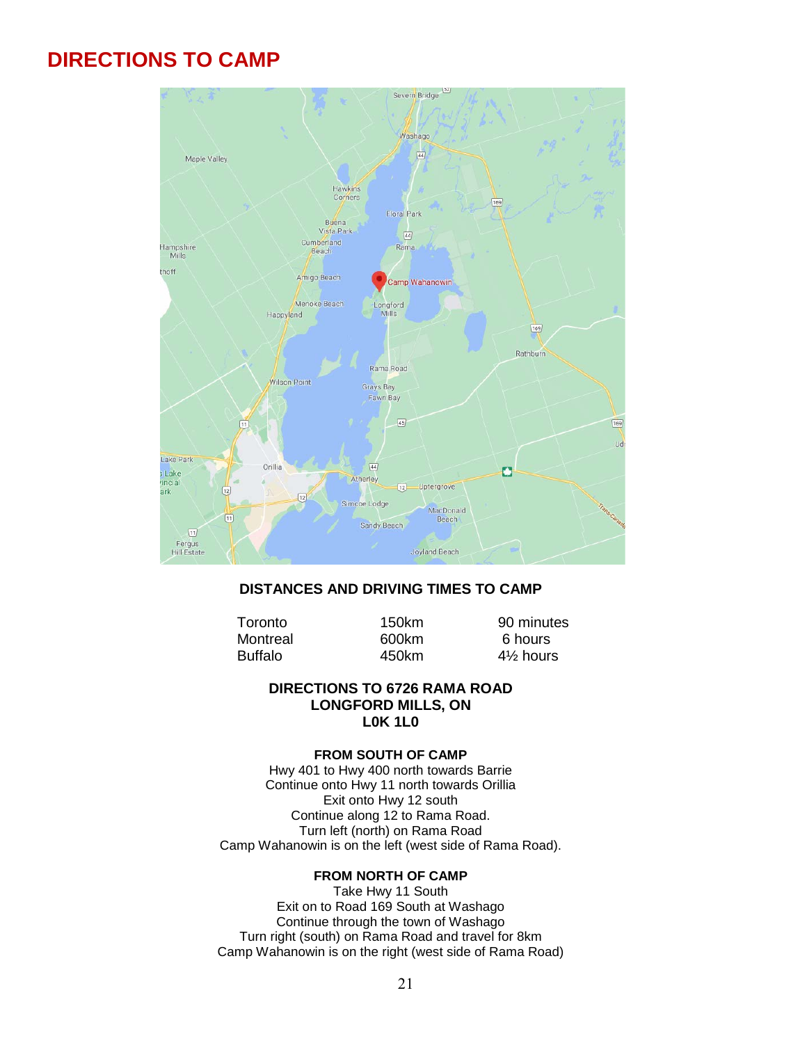# DIRECTIONS TO CAMP

### DISTANCES AND DRIVING TIMES TO CAMP

| | | |
|---|---|---|
| Toronto | 150km | 90 minutes |
| Montreal | 600km | 6 hours |
| Buffalo | 450km | 4½ hours |

### DIRECTIONS TO 6726 RAMA ROAD LONGFORD MILLS, ON L0K 1L0

**FROM SOUTH OF CAMP**

Hwy 401 to Hwy 400 north towards Barrie
Continue onto Hwy 11 north towards Orillia
Exit onto Hwy 12 south
Continue along 12 to Rama Road.
Turn left (north) on Rama Road
Camp Wahanowin is on the left (west side of Rama Road).

**FROM NORTH OF CAMP**

Take Hwy 11 South
Exit on to Road 169 South at Washago
Continue through the town of Washago
Turn right (south) on Rama Road and travel for 8km
Camp Wahanowin is on the right (west side of Rama Road)